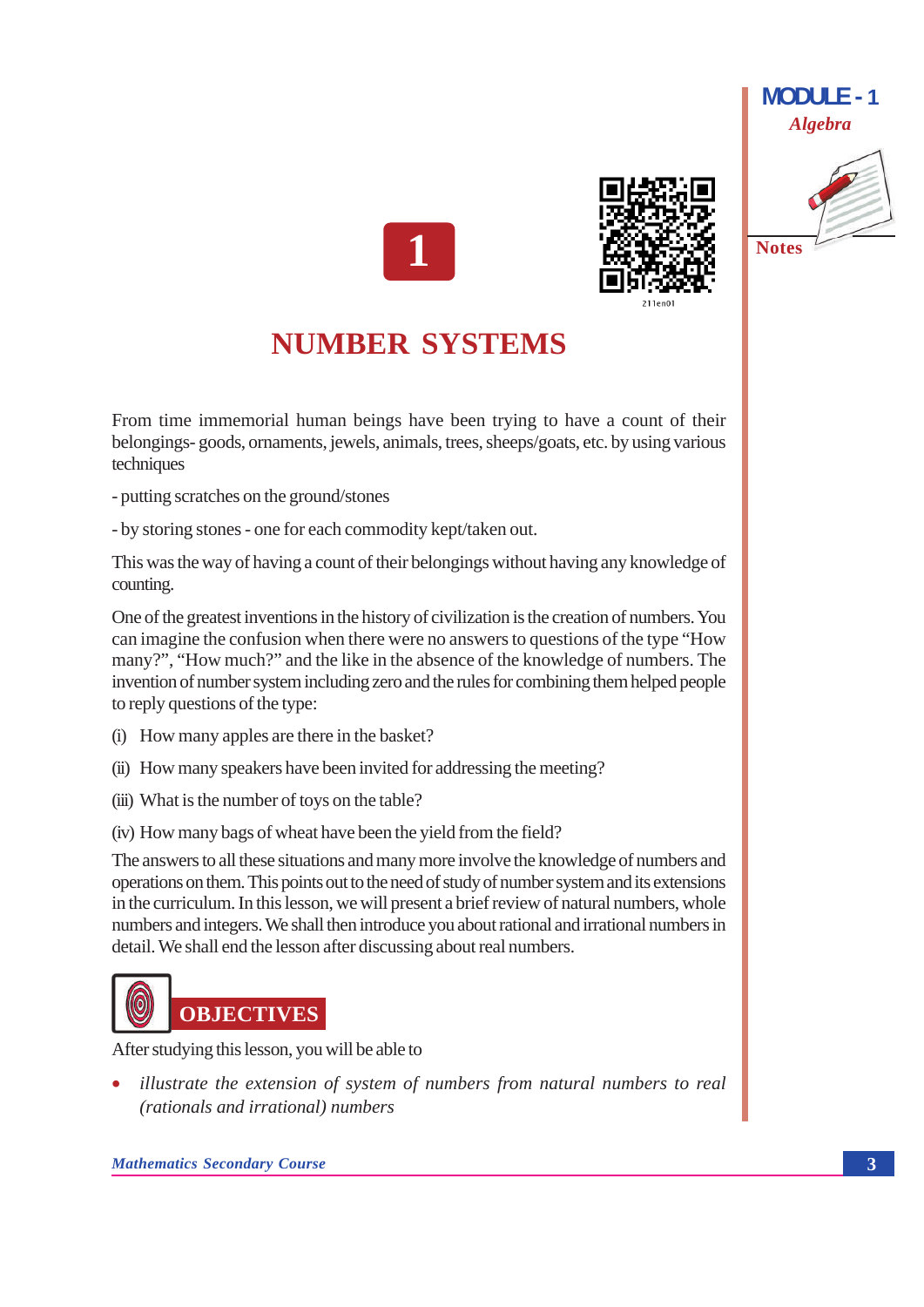# 1

# NUMBER SYSTEMS

From time immemorial human beings have been trying to have a count of their belongings- goods, ornaments, jewels, animals, trees, sheeps/goats, etc. by using various techniques

- putting scratches on the ground/stones

- by storing stones - one for each commodity kept/taken out.

This was the way of having a count of their belongings without having any knowledge of counting.

One of the greatest inventions in the history of civilization is the creation of numbers. You can imagine the confusion when there were no answers to questions of the type "How many?", "How much?" and the like in the absence of the knowledge of numbers. The invention of number system including zero and the rules for combining them helped people to reply questions of the type:

(i) How many apples are there in the basket?

(ii) How many speakers have been invited for addressing the meeting?

(iii) What is the number of toys on the table?

(iv) How many bags of wheat have been the yield from the field?

The answers to all these situations and many more involve the knowledge of numbers and operations on them. This points out to the need of study of number system and its extensions in the curriculum. In this lesson, we will present a brief review of natural numbers, whole numbers and integers. We shall then introduce you about rational and irrational numbers in detail. We shall end the lesson after discussing about real numbers.

## OBJECTIVES

After studying this lesson, you will be able to

- *illustrate the extension of system of numbers from natural numbers to real (rationals and irrational) numbers*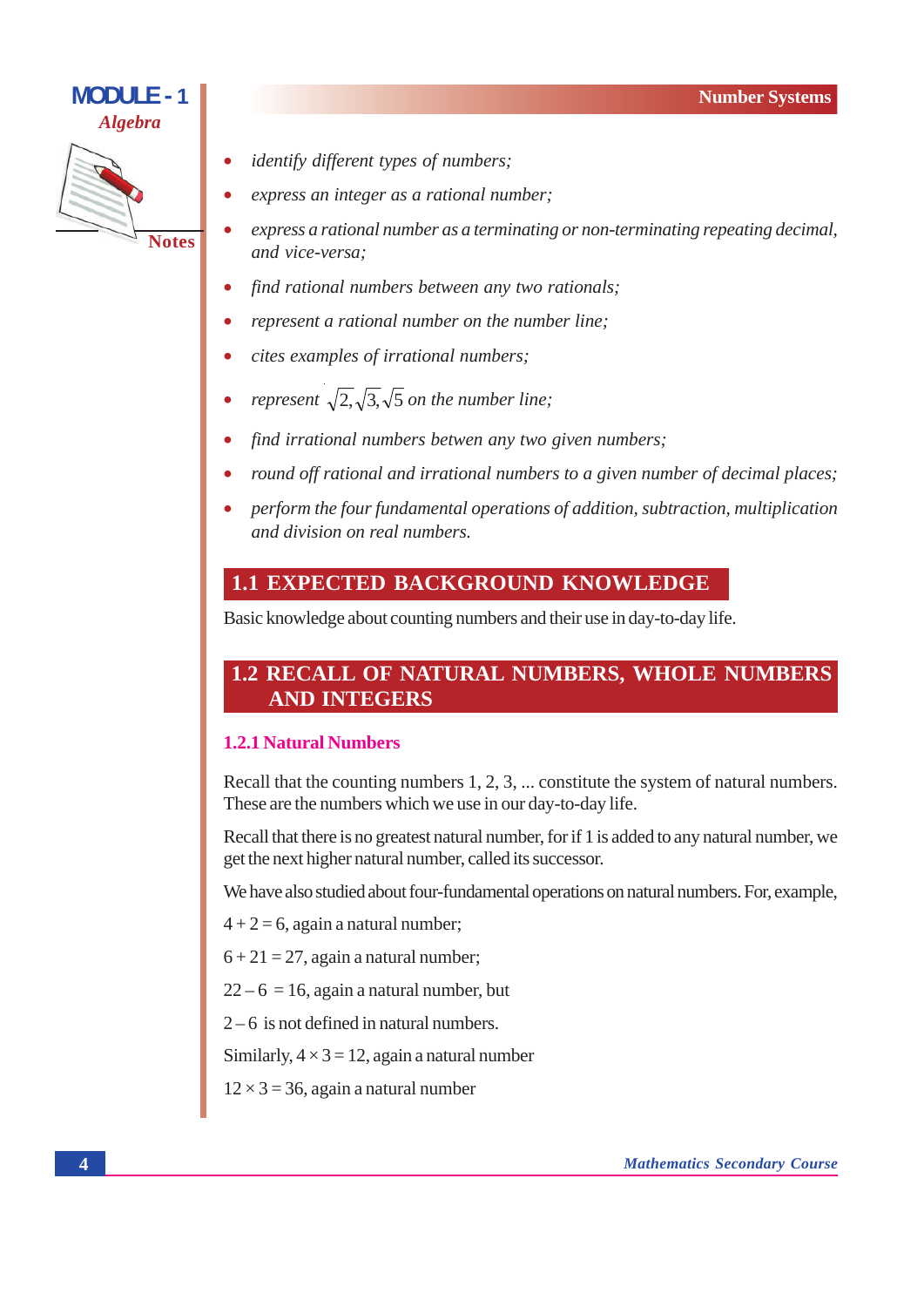- *identify different types of numbers;*
- *express an integer as a rational number;*
- *express a rational number as a terminating or non-terminating repeating decimal, and vice-versa;*
- *find rational numbers between any two rationals;*
- *represent a rational number on the number line;*
- *cites examples of irrational numbers;*
- *represent* $\sqrt{2}, \sqrt{3}, \sqrt{5}$ *on the number line;*
- *find irrational numbers betwen any two given numbers;*
- *round off rational and irrational numbers to a given number of decimal places;*
- *perform the four fundamental operations of addition, subtraction, multiplication and division on real numbers.*

## 1.1 EXPECTED BACKGROUND KNOWLEDGE

Basic knowledge about counting numbers and their use in day-to-day life.

## 1.2 RECALL OF NATURAL NUMBERS, WHOLE NUMBERS AND INTEGERS

### 1.2.1 Natural Numbers

Recall that the counting numbers 1, 2, 3, ... constitute the system of natural numbers. These are the numbers which we use in our day-to-day life.

Recall that there is no greatest natural number, for if 1 is added to any natural number, we get the next higher natural number, called its successor.

We have also studied about four-fundamental operations on natural numbers. For, example,

$4 + 2 = 6$, again a natural number;

$6 + 21 = 27$, again a natural number;

$22 - 6 = 16$, again a natural number, but

$2 - 6$ is not defined in natural numbers.

Similarly, $4 \times 3 = 12$, again a natural number

$12 \times 3 = 36$, again a natural number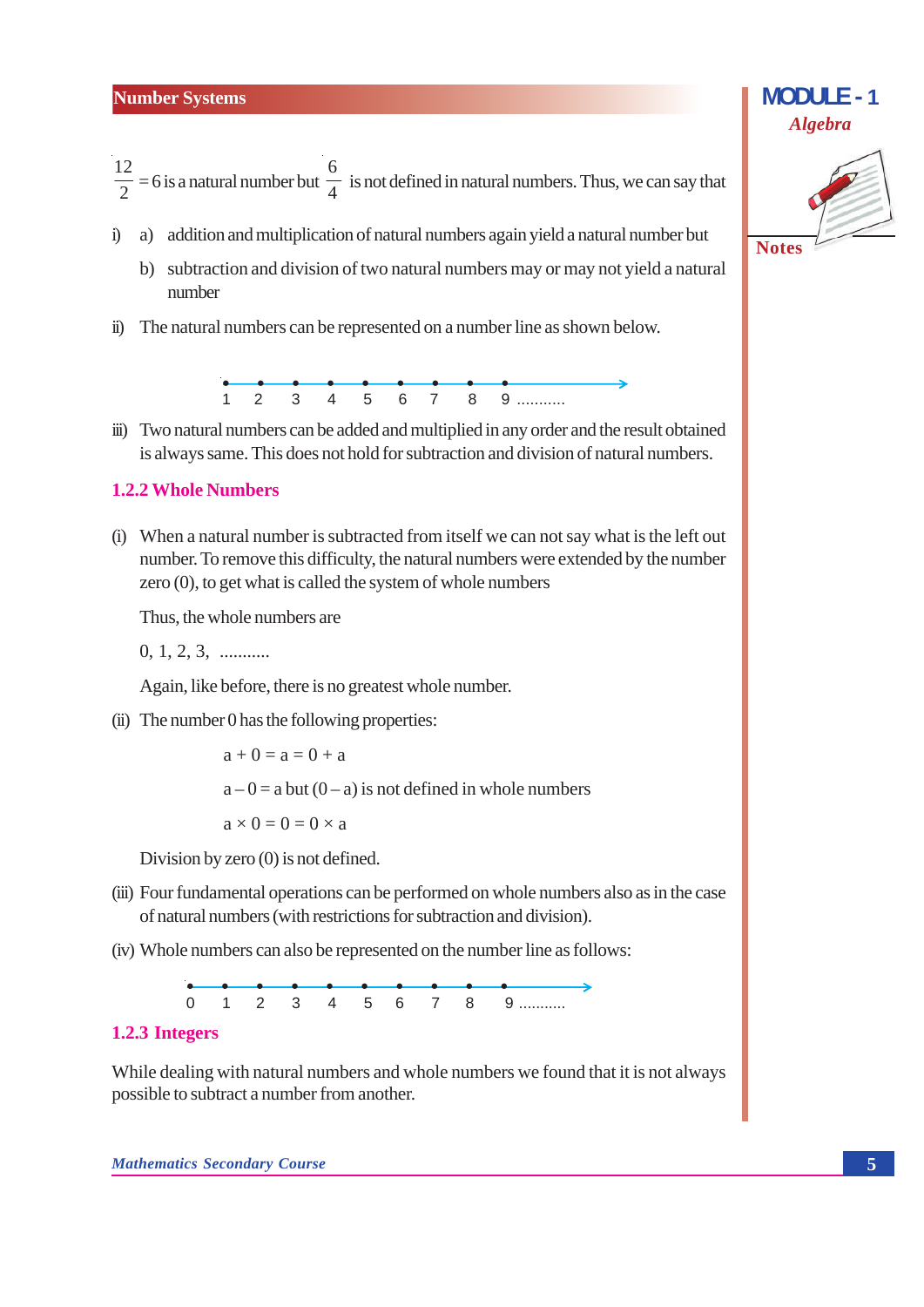$\frac{12}{2} = 6$ is a natural number but $\frac{6}{4}$ is not defined in natural numbers. Thus, we can say that

i) a) addition and multiplication of natural numbers again yield a natural number but

   b) subtraction and division of two natural numbers may or may not yield a natural number

ii) The natural numbers can be represented on a number line as shown below.

1 2 3 4 5 6 7 8 9 ..........

iii) Two natural numbers can be added and multiplied in any order and the result obtained is always same. This does not hold for subtraction and division of natural numbers.

### 1.2.2 Whole Numbers

(i) When a natural number is subtracted from itself we can not say what is the left out number. To remove this difficulty, the natural numbers were extended by the number zero (0), to get what is called the system of whole numbers

Thus, the whole numbers are

0, 1, 2, 3, ..........

Again, like before, there is no greatest whole number.

(ii) The number 0 has the following properties:

$$a + 0 = a = 0 + a$$

$a - 0 = a$ but $(0 - a)$ is not defined in whole numbers

$$a \times 0 = 0 = 0 \times a$$

Division by zero (0) is not defined.

(iii) Four fundamental operations can be performed on whole numbers also as in the case of natural numbers (with restrictions for subtraction and division).

(iv) Whole numbers can also be represented on the number line as follows:

0 1 2 3 4 5 6 7 8 9 ..........

### 1.2.3 Integers

While dealing with natural numbers and whole numbers we found that it is not always possible to subtract a number from another.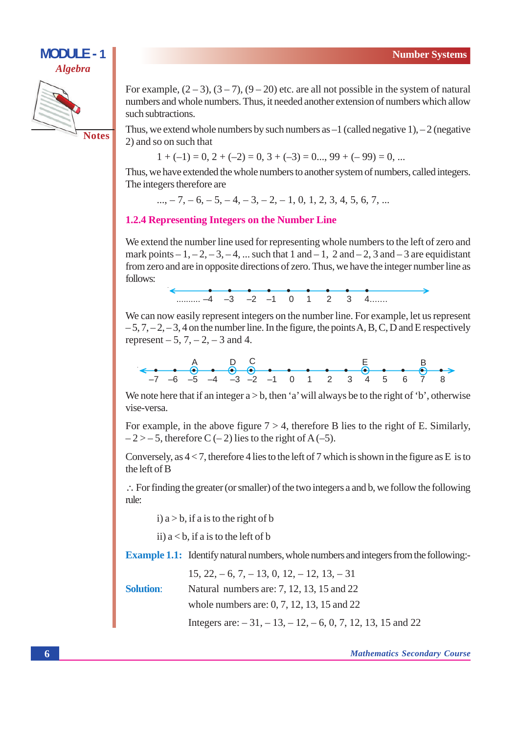For example, $(2 - 3)$, $(3 - 7)$, $(9 - 20)$ etc. are all not possible in the system of natural numbers and whole numbers. Thus, it needed another extension of numbers which allow such subtractions.

Thus, we extend whole numbers by such numbers as $-1$ (called negative 1), $-2$ (negative 2) and so on such that

$$1 + (-1) = 0,\ 2 + (-2) = 0,\ 3 + (-3) = 0...,\ 99 + (-99) = 0, ...$$

Thus, we have extended the whole numbers to another system of numbers, called integers. The integers therefore are

$$..., -7, -6, -5, -4, -3, -2, -1, 0, 1, 2, 3, 4, 5, 6, 7, ...$$

### 1.2.4 Representing Integers on the Number Line

We extend the number line used for representing whole numbers to the left of zero and mark points $-1, -2, -3, -4, ...$ such that 1 and $-1$, 2 and $-2$, 3 and $-3$ are equidistant from zero and are in opposite directions of zero. Thus, we have the integer number line as follows:

.......... –4 –3 –2 –1 0 1 2 3 4.......

We can now easily represent integers on the number line. For example, let us represent $-5, 7, -2, -3, 4$ on the number line. In the figure, the points A, B, C, D and E respectively represent $-5, 7, -2, -3$ and 4.

–7 –6 –5 (A) –4 –3 (D) –2 (C) –1 0 1 2 3 4 (E) 5 6 7 (B) 8

We note here that if an integer $a > b$, then 'a' will always be to the right of 'b', otherwise vise-versa.

For example, in the above figure $7 > 4$, therefore B lies to the right of E. Similarly, $-2 > -5$, therefore C $(-2)$ lies to the right of A $(-5)$.

Conversely, as $4 < 7$, therefore 4 lies to the left of 7 which is shown in the figure as E is to the left of B

∴ For finding the greater (or smaller) of the two integers a and b, we follow the following rule:

i) $a > b$, if a is to the right of b

ii) $a < b$, if a is to the left of b

**Example 1.1:** Identify natural numbers, whole numbers and integers from the following:-

15, 22, $-6$, 7, $-13$, 0, 12, $-12$, 13, $-31$

**Solution:** Natural numbers are: 7, 12, 13, 15 and 22

whole numbers are: 0, 7, 12, 13, 15 and 22

Integers are: $-31, -13, -12, -6, 0, 7, 12, 13, 15$ and 22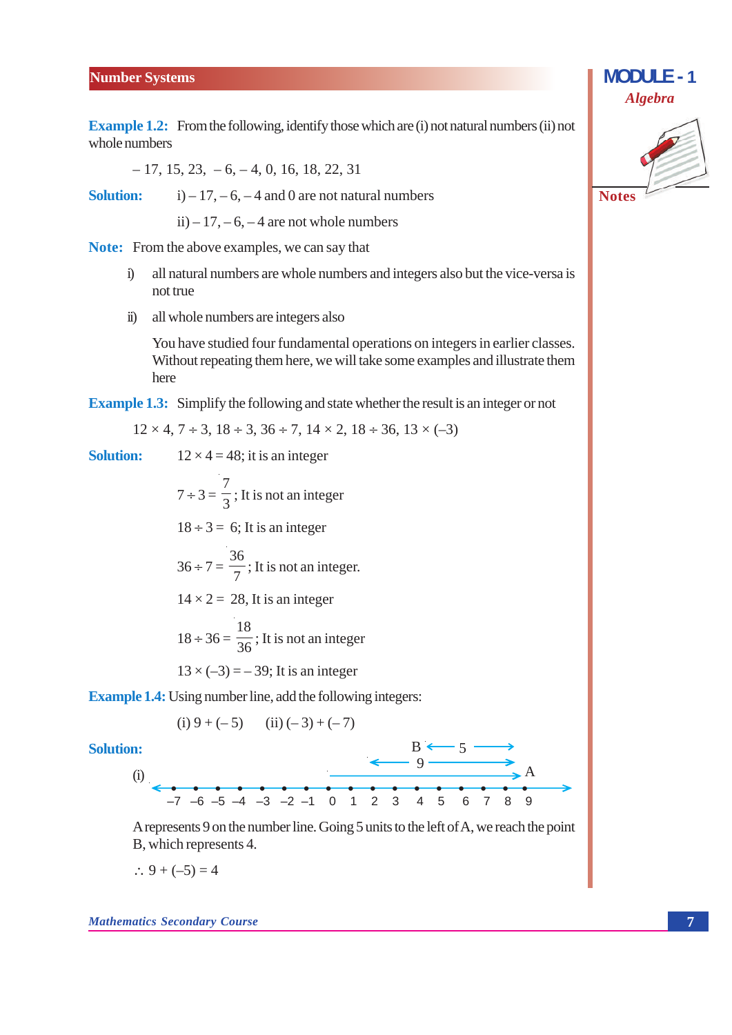**Example 1.2:** From the following, identify those which are (i) not natural numbers (ii) not whole numbers

$-17, 15, 23, \ -6, -4, 0, 16, 18, 22, 31$

**Solution:** i) $-17, -6, -4$ and 0 are not natural numbers

ii) $-17, -6, -4$ are not whole numbers

**Note:** From the above examples, we can say that

i) all natural numbers are whole numbers and integers also but the vice-versa is not true

ii) all whole numbers are integers also

You have studied four fundamental operations on integers in earlier classes. Without repeating them here, we will take some examples and illustrate them here

**Example 1.3:** Simplify the following and state whether the result is an integer or not

$12 \times 4, 7 \div 3, 18 \div 3, 36 \div 7, 14 \times 2, 18 \div 36, 13 \times (-3)$

**Solution:** $12 \times 4 = 48$; it is an integer

$7 \div 3 = \frac{7}{3}$; It is not an integer

$18 \div 3 = 6$; It is an integer

$36 \div 7 = \frac{36}{7}$; It is not an integer.

$14 \times 2 = 28$, It is an integer

$18 \div 36 = \frac{18}{36}$; It is not an integer

$13 \times (-3) = -39$; It is an integer

**Example 1.4:** Using number line, add the following integers:

(i) $9 + (-5)$  (ii) $(-3) + (-7)$

**Solution:**

(i)

A represents 9 on the number line. Going 5 units to the left of A, we reach the point B, which represents 4.

$\therefore\ 9 + (-5) = 4$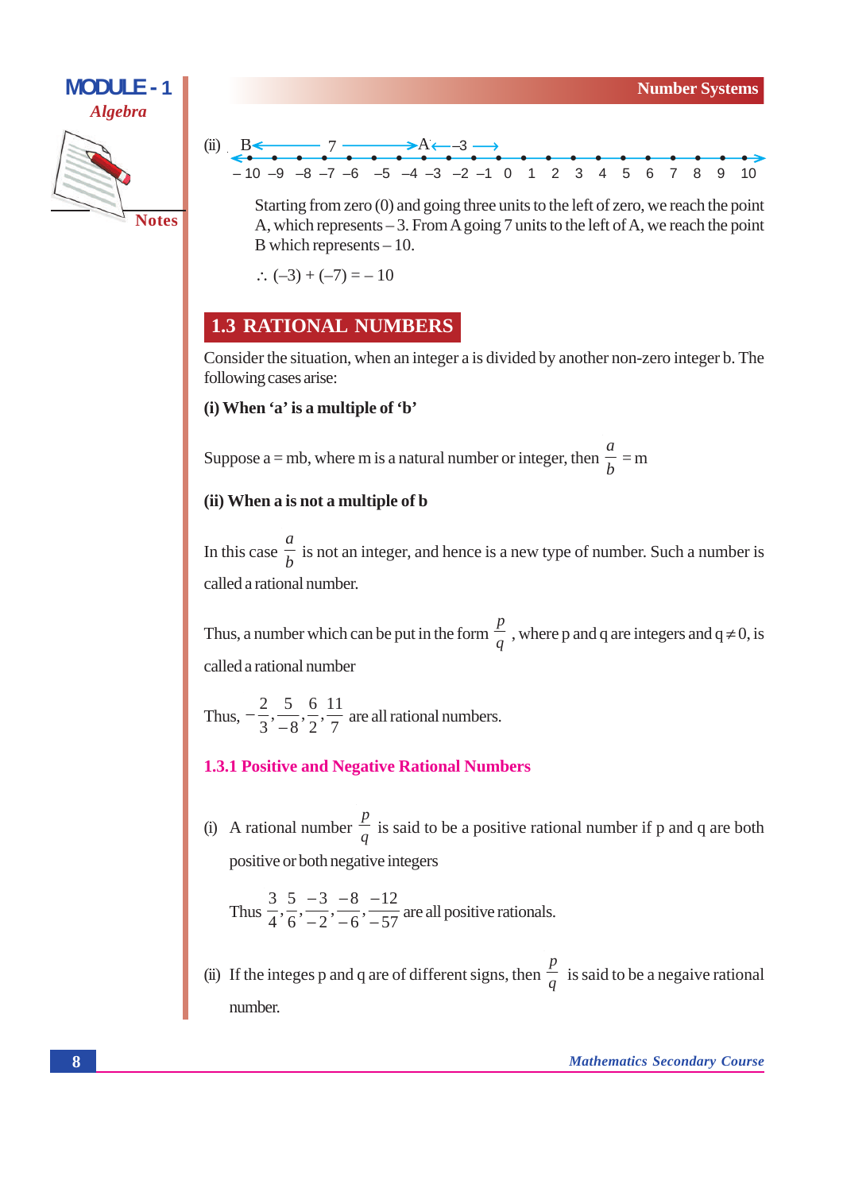(ii) B ← 7 → A ← –3 →

– 10 –9 –8 –7 –6 –5 –4 –3 –2 –1 0 1 2 3 4 5 6 7 8 9 10

Starting from zero (0) and going three units to the left of zero, we reach the point A, which represents – 3. From A going 7 units to the left of A, we reach the point B which represents – 10.

$\therefore$ (–3) + (–7) = – 10

## 1.3 RATIONAL NUMBERS

Consider the situation, when an integer a is divided by another non-zero integer b. The following cases arise:

**(i) When 'a' is a multiple of 'b'**

Suppose a = mb, where m is a natural number or integer, then $\frac{a}{b} = m$

**(ii) When a is not a multiple of b**

In this case $\frac{a}{b}$ is not an integer, and hence is a new type of number. Such a number is called a rational number.

Thus, a number which can be put in the form $\frac{p}{q}$, where p and q are integers and $q \neq 0$, is called a rational number

Thus, $-\frac{2}{3}, \frac{5}{-8}, \frac{6}{2}, \frac{11}{7}$ are all rational numbers.

### 1.3.1 Positive and Negative Rational Numbers

(i) A rational number $\frac{p}{q}$ is said to be a positive rational number if p and q are both positive or both negative integers

Thus $\frac{3}{4}, \frac{5}{6}, \frac{-3}{-2}, \frac{-8}{-6}, \frac{-12}{-57}$ are all positive rationals.

(ii) If the integes p and q are of different signs, then $\frac{p}{q}$ is said to be a negaive rational number.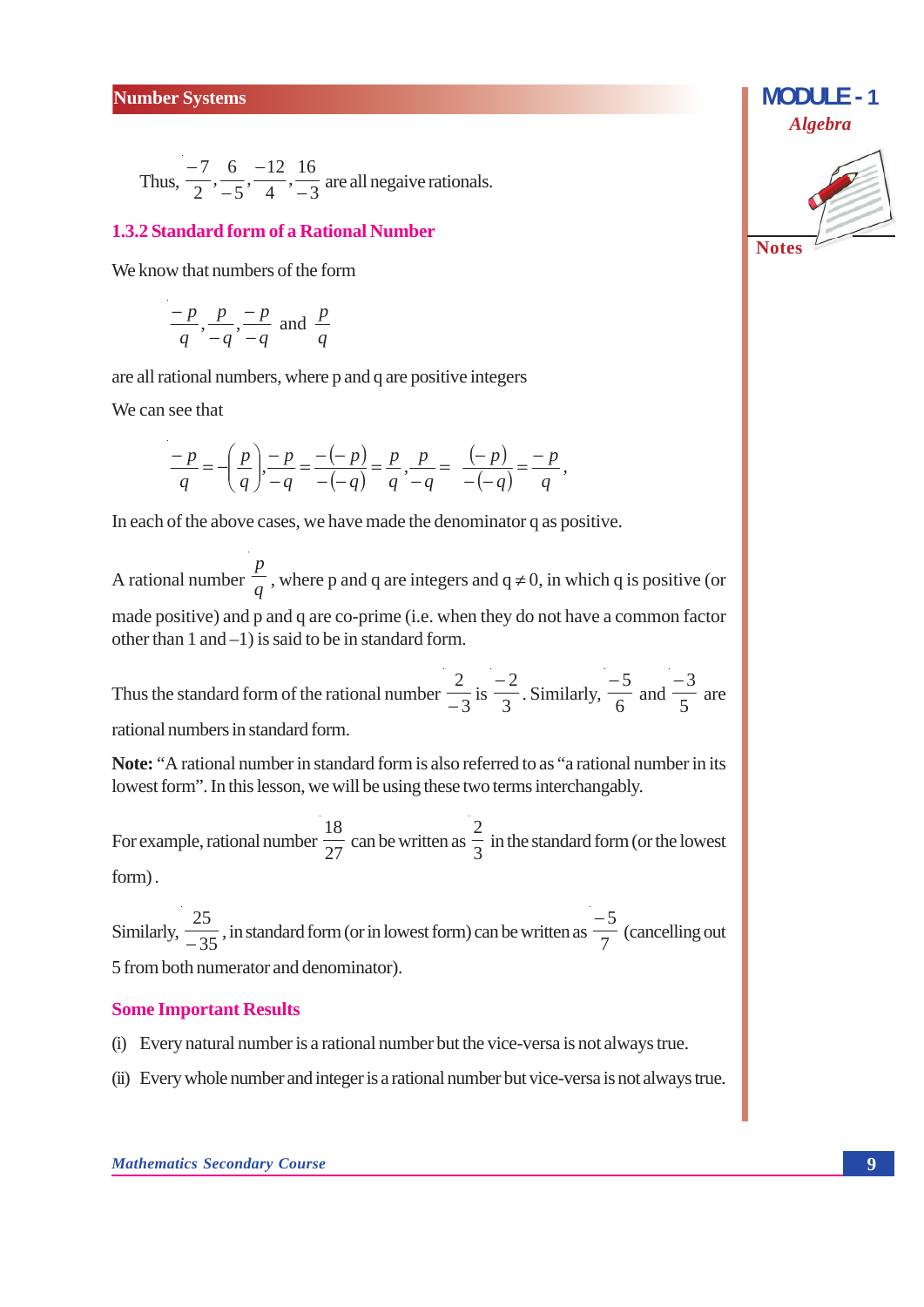Thus, $\frac{-7}{2}, \frac{6}{-5}, \frac{-12}{4}, \frac{16}{-3}$ are all negaive rationals.

### 1.3.2 Standard form of a Rational Number

We know that numbers of the form

$$\frac{-p}{q}, \frac{p}{-q}, \frac{-p}{-q} \text{ and } \frac{p}{q}$$

are all rational numbers, where p and q are positive integers

We can see that

$$\frac{-p}{q} = -\left(\frac{p}{q}\right), \frac{-p}{-q} = \frac{-(-p)}{-(-q)} = \frac{p}{q}, \frac{p}{-q} = \frac{(-p)}{-(-q)} = \frac{-p}{q},$$

In each of the above cases, we have made the denominator q as positive.

A rational number $\frac{p}{q}$, where p and q are integers and $q \neq 0$, in which q is positive (or made positive) and p and q are co-prime (i.e. when they do not have a common factor other than 1 and –1) is said to be in standard form.

Thus the standard form of the rational number $\frac{2}{-3}$ is $\frac{-2}{3}$. Similarly, $\frac{-5}{6}$ and $\frac{-3}{5}$ are rational numbers in standard form.

**Note:** "A rational number in standard form is also referred to as "a rational number in its lowest form". In this lesson, we will be using these two terms interchangably.

For example, rational number $\frac{18}{27}$ can be written as $\frac{2}{3}$ in the standard form (or the lowest form).

Similarly, $\frac{25}{-35}$, in standard form (or in lowest form) can be written as $\frac{-5}{7}$ (cancelling out 5 from both numerator and denominator).

### Some Important Results

(i) Every natural number is a rational number but the vice-versa is not always true.

(ii) Every whole number and integer is a rational number but vice-versa is not always true.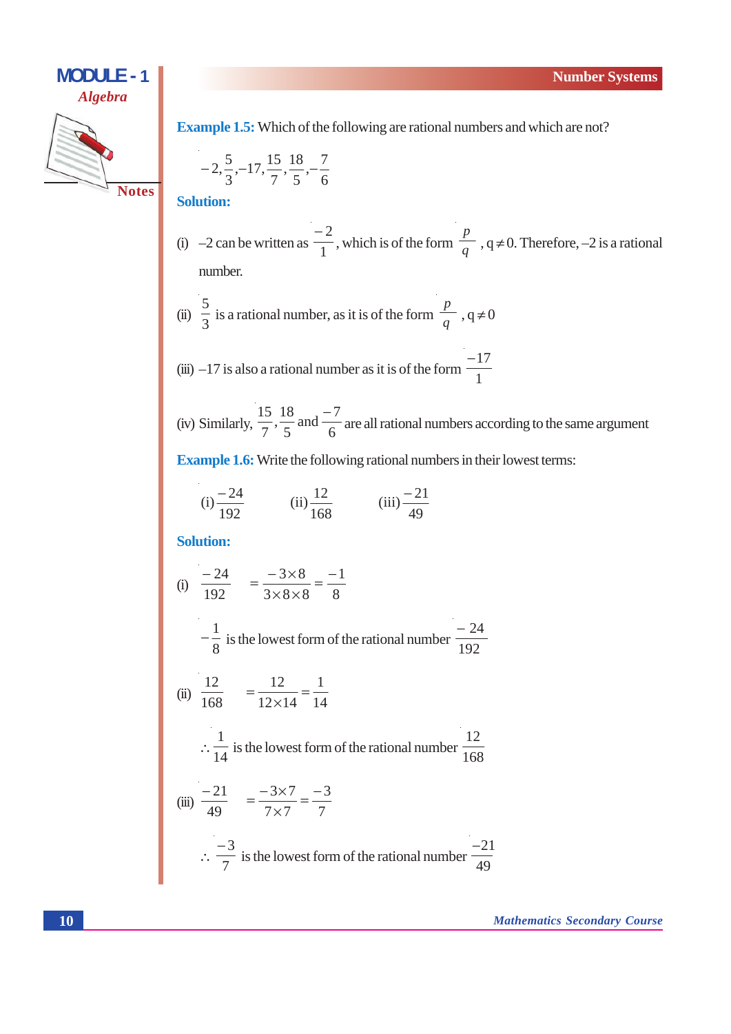**Example 1.5:** Which of the following are rational numbers and which are not?

$$-2, \frac{5}{3}, -17, \frac{15}{7}, \frac{18}{5}, -\frac{7}{6}$$

**Solution:**

(i) –2 can be written as $\frac{-2}{1}$, which is of the form $\frac{p}{q}$, $q \neq 0$. Therefore, –2 is a rational number.

(ii) $\frac{5}{3}$ is a rational number, as it is of the form $\frac{p}{q}$, $q \neq 0$

(iii) –17 is also a rational number as it is of the form $\frac{-17}{1}$

(iv) Similarly, $\frac{15}{7}, \frac{18}{5}$ and $\frac{-7}{6}$ are all rational numbers according to the same argument

**Example 1.6:** Write the following rational numbers in their lowest terms:

(i) $\frac{-24}{192}$ (ii) $\frac{12}{168}$ (iii) $\frac{-21}{49}$

**Solution:**

(i) $\frac{-24}{192} = \frac{-3 \times 8}{3 \times 8 \times 8} = \frac{-1}{8}$

$-\frac{1}{8}$ is the lowest form of the rational number $\frac{-24}{192}$

(ii) $\frac{12}{168} = \frac{12}{12 \times 14} = \frac{1}{14}$

$\therefore \frac{1}{14}$ is the lowest form of the rational number $\frac{12}{168}$

(iii) $\frac{-21}{49} = \frac{-3 \times 7}{7 \times 7} = \frac{-3}{7}$

$\therefore \frac{-3}{7}$ is the lowest form of the rational number $\frac{-21}{49}$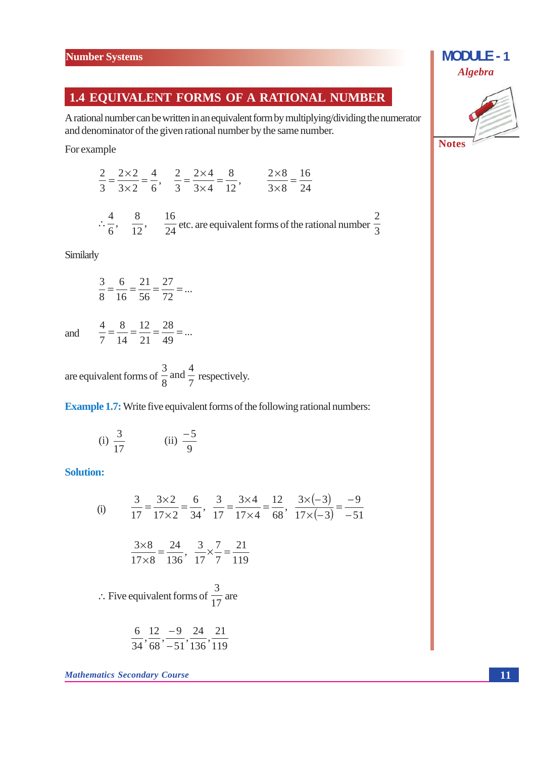## 1.4 EQUIVALENT FORMS OF A RATIONAL NUMBER

A rational number can be written in an equivalent form by multiplying/dividing the numerator and denominator of the given rational number by the same number.

For example

$$\frac{2}{3}=\frac{2\times 2}{3\times 2}=\frac{4}{6},\quad \frac{2}{3}=\frac{2\times 4}{3\times 4}=\frac{8}{12},\quad \frac{2\times 8}{3\times 8}=\frac{16}{24}$$

$\therefore \frac{4}{6}, \frac{8}{12}, \frac{16}{24}$ etc. are equivalent forms of the rational number $\frac{2}{3}$

Similarly

$$\frac{3}{8}=\frac{6}{16}=\frac{21}{56}=\frac{27}{72}=\ldots$$

and $$\frac{4}{7}=\frac{8}{14}=\frac{12}{21}=\frac{28}{49}=\ldots$$

are equivalent forms of $\frac{3}{8}$ and $\frac{4}{7}$ respectively.

**Example 1.7:** Write five equivalent forms of the following rational numbers:

(i) $\frac{3}{17}$ (ii) $\frac{-5}{9}$

**Solution:**

(i) $$\frac{3}{17}=\frac{3\times 2}{17\times 2}=\frac{6}{34},\quad \frac{3}{17}=\frac{3\times 4}{17\times 4}=\frac{12}{68},\quad \frac{3\times(-3)}{17\times(-3)}=\frac{-9}{-51}$$

$$\frac{3\times 8}{17\times 8}=\frac{24}{136},\quad \frac{3}{17}\times\frac{7}{7}=\frac{21}{119}$$

$\therefore$ Five equivalent forms of $\frac{3}{17}$ are

$$\frac{6}{34},\frac{12}{68},\frac{-9}{-51},\frac{24}{136},\frac{21}{119}$$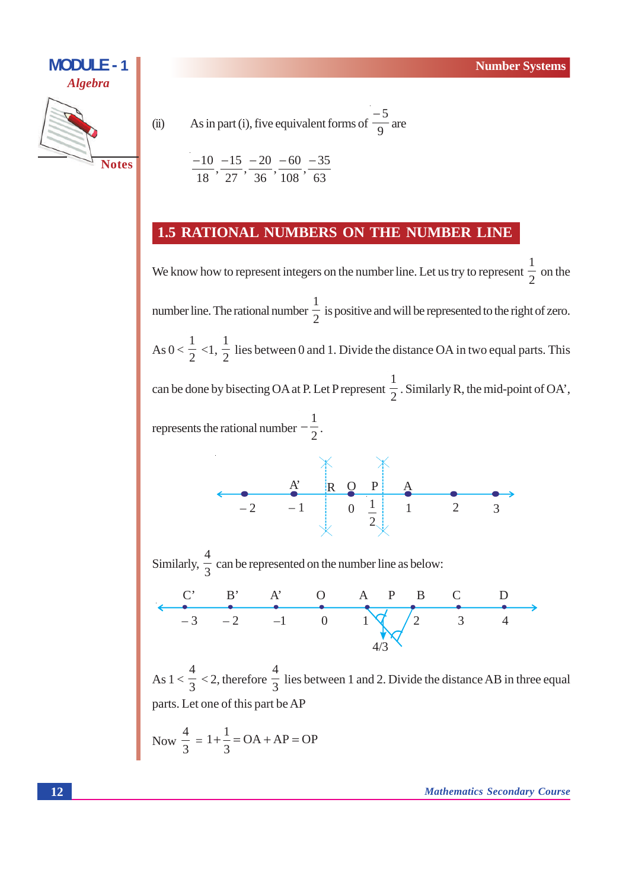(ii) As in part (i), five equivalent forms of $\frac{-5}{9}$ are

$$\frac{-10}{18}, \frac{-15}{27}, \frac{-20}{36}, \frac{-60}{108}, \frac{-35}{63}$$

## 1.5 RATIONAL NUMBERS ON THE NUMBER LINE

We know how to represent integers on the number line. Let us try to represent $\frac{1}{2}$ on the number line. The rational number $\frac{1}{2}$ is positive and will be represented to the right of zero. As $0 < \frac{1}{2} < 1$, $\frac{1}{2}$ lies between 0 and 1. Divide the distance OA in two equal parts. This can be done by bisecting OA at P. Let P represent $\frac{1}{2}$. Similarly R, the mid-point of OA', represents the rational number $-\frac{1}{2}$.

Similarly, $\frac{4}{3}$ can be represented on the number line as below:

As $1 < \frac{4}{3} < 2$, therefore $\frac{4}{3}$ lies between 1 and 2. Divide the distance AB in three equal parts. Let one of this part be AP

Now $\frac{4}{3} = 1 + \frac{1}{3} = \text{OA} + \text{AP} = \text{OP}$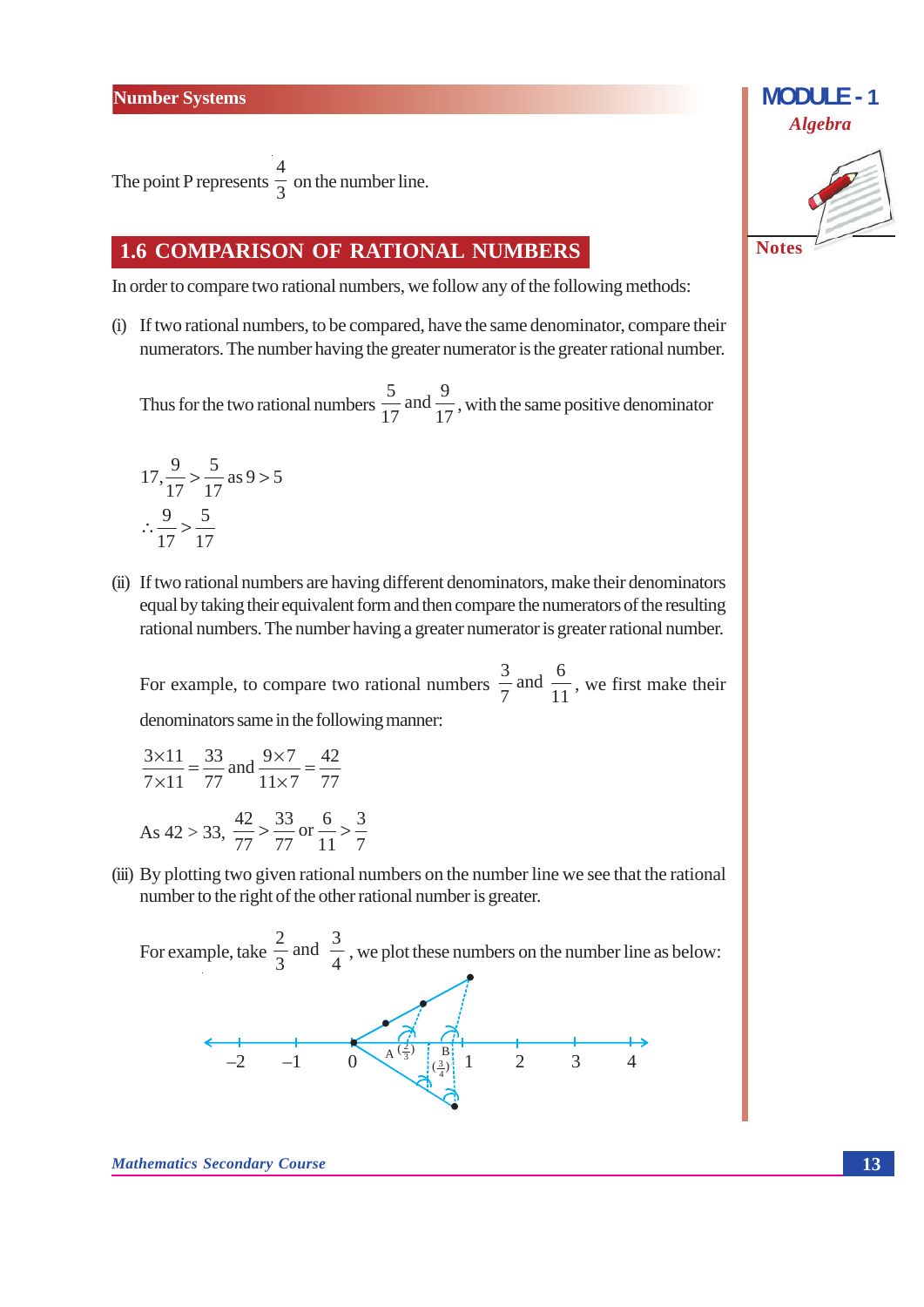The point P represents $\frac{4}{3}$ on the number line.

## 1.6 COMPARISON OF RATIONAL NUMBERS

In order to compare two rational numbers, we follow any of the following methods:

(i) If two rational numbers, to be compared, have the same denominator, compare their numerators. The number having the greater numerator is the greater rational number.

Thus for the two rational numbers $\frac{5}{17}$ and $\frac{9}{17}$, with the same positive denominator

$$17, \frac{9}{17} > \frac{5}{17} \text{ as } 9 > 5$$

$$\therefore \frac{9}{17} > \frac{5}{17}$$

(ii) If two rational numbers are having different denominators, make their denominators equal by taking their equivalent form and then compare the numerators of the resulting rational numbers. The number having a greater numerator is greater rational number.

For example, to compare two rational numbers $\frac{3}{7}$ and $\frac{6}{11}$, we first make their denominators same in the following manner:

$$\frac{3 \times 11}{7 \times 11} = \frac{33}{77} \text{ and } \frac{9 \times 7}{11 \times 7} = \frac{42}{77}$$

As $42 > 33$, $\frac{42}{77} > \frac{33}{77}$ or $\frac{6}{11} > \frac{3}{7}$

(iii) By plotting two given rational numbers on the number line we see that the rational number to the right of the other rational number is greater.

For example, take $\frac{2}{3}$ and $\frac{3}{4}$, we plot these numbers on the number line as below: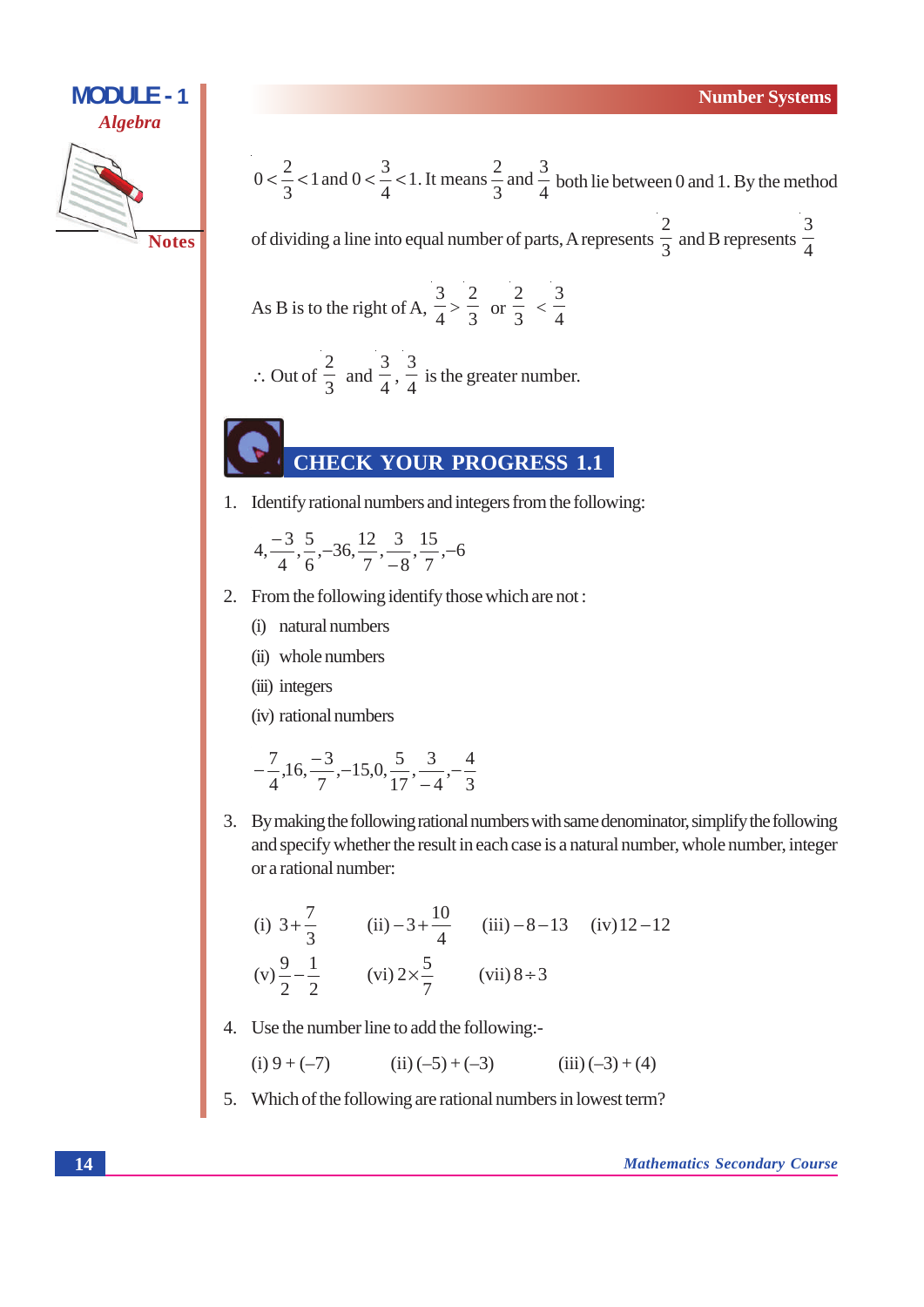$0 < \frac{2}{3} < 1$ and $0 < \frac{3}{4} < 1$. It means $\frac{2}{3}$ and $\frac{3}{4}$ both lie between 0 and 1. By the method of dividing a line into equal number of parts, A represents $\frac{2}{3}$ and B represents $\frac{3}{4}$

As B is to the right of A, $\frac{3}{4} > \frac{2}{3}$ or $\frac{2}{3} < \frac{3}{4}$

$\therefore$ Out of $\frac{2}{3}$ and $\frac{3}{4}$, $\frac{3}{4}$ is the greater number.

## CHECK YOUR PROGRESS 1.1

1. Identify rational numbers and integers from the following:

   $4, \frac{-3}{4}, \frac{5}{6}, -36, \frac{12}{7}, \frac{3}{-8}, \frac{15}{7}, -6$

2. From the following identify those which are not :
   (i) natural numbers
   (ii) whole numbers
   (iii) integers
   (iv) rational numbers

   $-\frac{7}{4}, 16, \frac{-3}{7}, -15, 0, \frac{5}{17}, \frac{3}{-4}, -\frac{4}{3}$

3. By making the following rational numbers with same denominator, simplify the following and specify whether the result in each case is a natural number, whole number, integer or a rational number:

   (i) $3 + \frac{7}{3}$ (ii) $-3 + \frac{10}{4}$ (iii) $-8 - 13$ (iv) $12 - 12$

   (v) $\frac{9}{2} - \frac{1}{2}$ (vi) $2 \times \frac{5}{7}$ (vii) $8 \div 3$

4. Use the number line to add the following:-

   (i) $9 + (-7)$ (ii) $(-5) + (-3)$ (iii) $(-3) + (4)$

5. Which of the following are rational numbers in lowest term?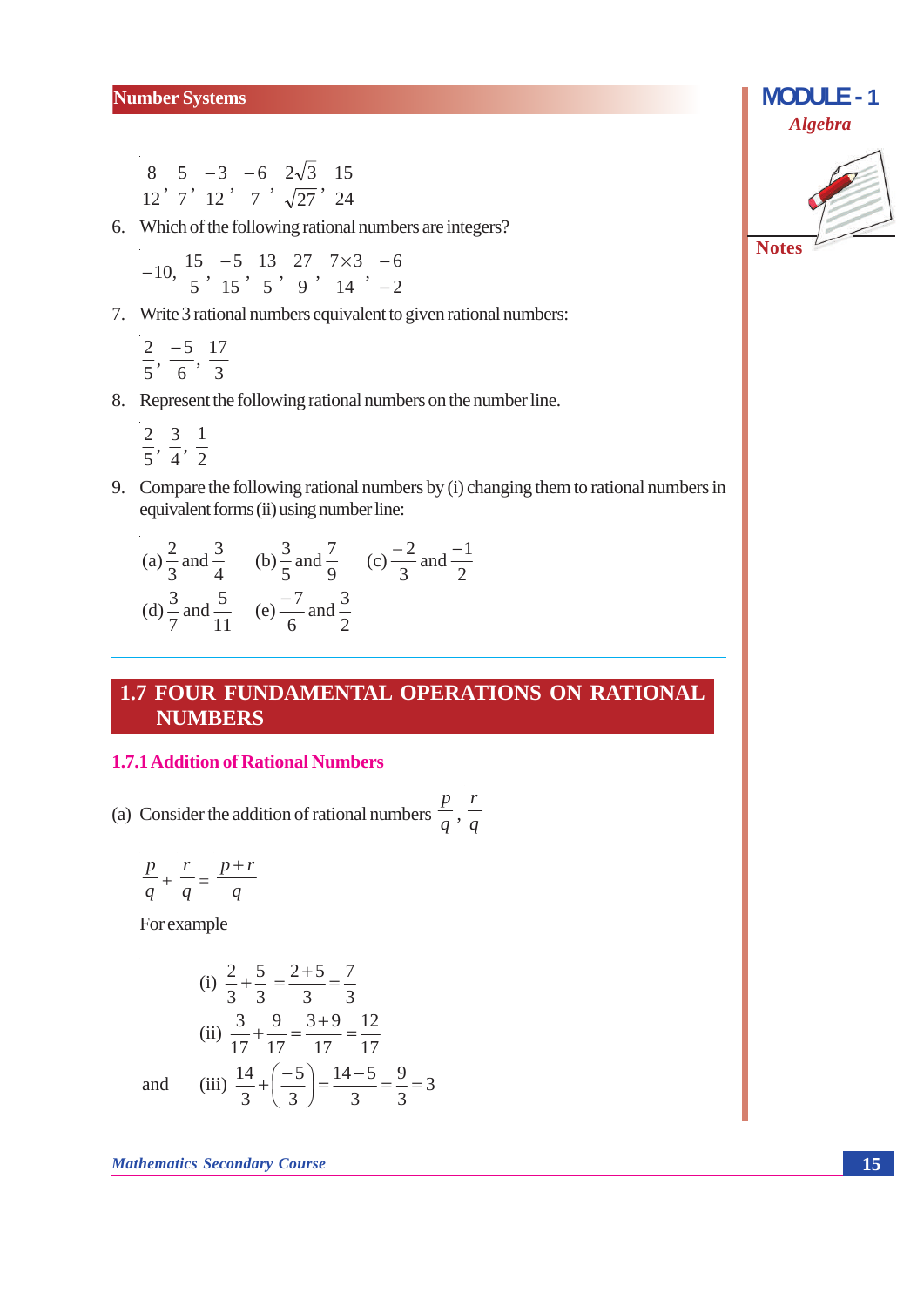$$\frac{8}{12}, \frac{5}{7}, \frac{-3}{12}, \frac{-6}{7}, \frac{2\sqrt{3}}{\sqrt{27}}, \frac{15}{24}$$

6. Which of the following rational numbers are integers?

$$-10, \frac{15}{5}, \frac{-5}{15}, \frac{13}{5}, \frac{27}{9}, \frac{7\times 3}{14}, \frac{-6}{-2}$$

7. Write 3 rational numbers equivalent to given rational numbers:

$$\frac{2}{5}, \frac{-5}{6}, \frac{17}{3}$$

8. Represent the following rational numbers on the number line.

$$\frac{2}{5}, \frac{3}{4}, \frac{1}{2}$$

9. Compare the following rational numbers by (i) changing them to rational numbers in equivalent forms (ii) using number line:

(a) $\frac{2}{3}$ and $\frac{3}{4}$ (b) $\frac{3}{5}$ and $\frac{7}{9}$ (c) $\frac{-2}{3}$ and $\frac{-1}{2}$

(d) $\frac{3}{7}$ and $\frac{5}{11}$ (e) $\frac{-7}{6}$ and $\frac{3}{2}$

## 1.7 FOUR FUNDAMENTAL OPERATIONS ON RATIONAL NUMBERS

### 1.7.1 Addition of Rational Numbers

(a) Consider the addition of rational numbers $\frac{p}{q}, \frac{r}{q}$

$$\frac{p}{q} + \frac{r}{q} = \frac{p+r}{q}$$

For example

(i) $\frac{2}{3} + \frac{5}{3} = \frac{2+5}{3} = \frac{7}{3}$

(ii) $\frac{3}{17} + \frac{9}{17} = \frac{3+9}{17} = \frac{12}{17}$

and (iii) $\frac{14}{3} + \left(\frac{-5}{3}\right) = \frac{14-5}{3} = \frac{9}{3} = 3$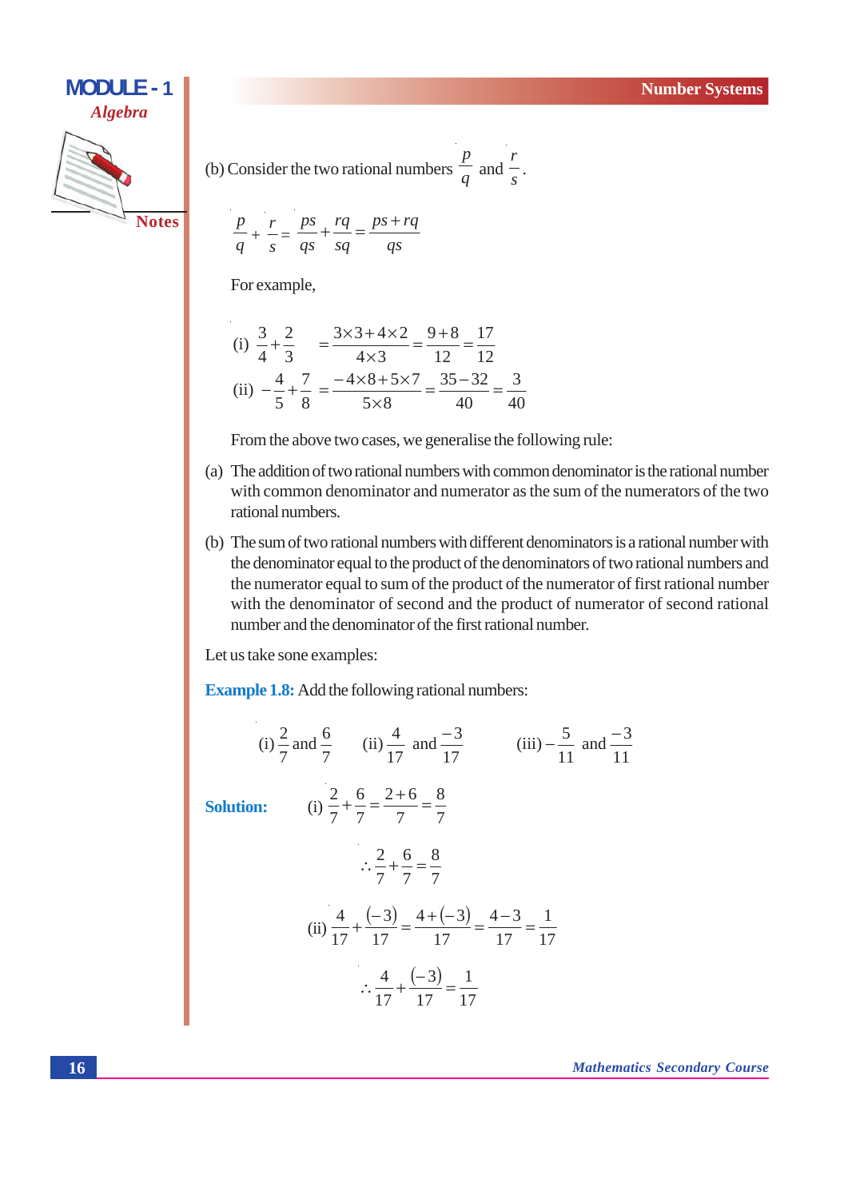(b) Consider the two rational numbers $\frac{p}{q}$ and $\frac{r}{s}$.

$$\frac{p}{q}+\frac{r}{s}=\frac{ps}{qs}+\frac{rq}{sq}=\frac{ps+rq}{qs}$$

For example,

$$\text{(i)}\quad \frac{3}{4}+\frac{2}{3}=\frac{3\times3+4\times2}{4\times3}=\frac{9+8}{12}=\frac{17}{12}$$

$$\text{(ii)}\quad -\frac{4}{5}+\frac{7}{8}=\frac{-4\times8+5\times7}{5\times8}=\frac{35-32}{40}=\frac{3}{40}$$

From the above two cases, we generalise the following rule:

(a) The addition of two rational numbers with common denominator is the rational number with common denominator and numerator as the sum of the numerators of the two rational numbers.

(b) The sum of two rational numbers with different denominators is a rational number with the denominator equal to the product of the denominators of two rational numbers and the numerator equal to sum of the product of the numerator of first rational number with the denominator of second and the product of numerator of second rational number and the denominator of the first rational number.

Let us take sone examples:

**Example 1.8:** Add the following rational numbers:

$$\text{(i)}\ \frac{2}{7}\ \text{and}\ \frac{6}{7}\qquad \text{(ii)}\ \frac{4}{17}\ \text{and}\ \frac{-3}{17}\qquad \text{(iii)}\ -\frac{5}{11}\ \text{and}\ \frac{-3}{11}$$

**Solution:**

$$\text{(i)}\quad \frac{2}{7}+\frac{6}{7}=\frac{2+6}{7}=\frac{8}{7}$$

$$\therefore \frac{2}{7}+\frac{6}{7}=\frac{8}{7}$$

$$\text{(ii)}\quad \frac{4}{17}+\frac{(-3)}{17}=\frac{4+(-3)}{17}=\frac{4-3}{17}=\frac{1}{17}$$

$$\therefore \frac{4}{17}+\frac{(-3)}{17}=\frac{1}{17}$$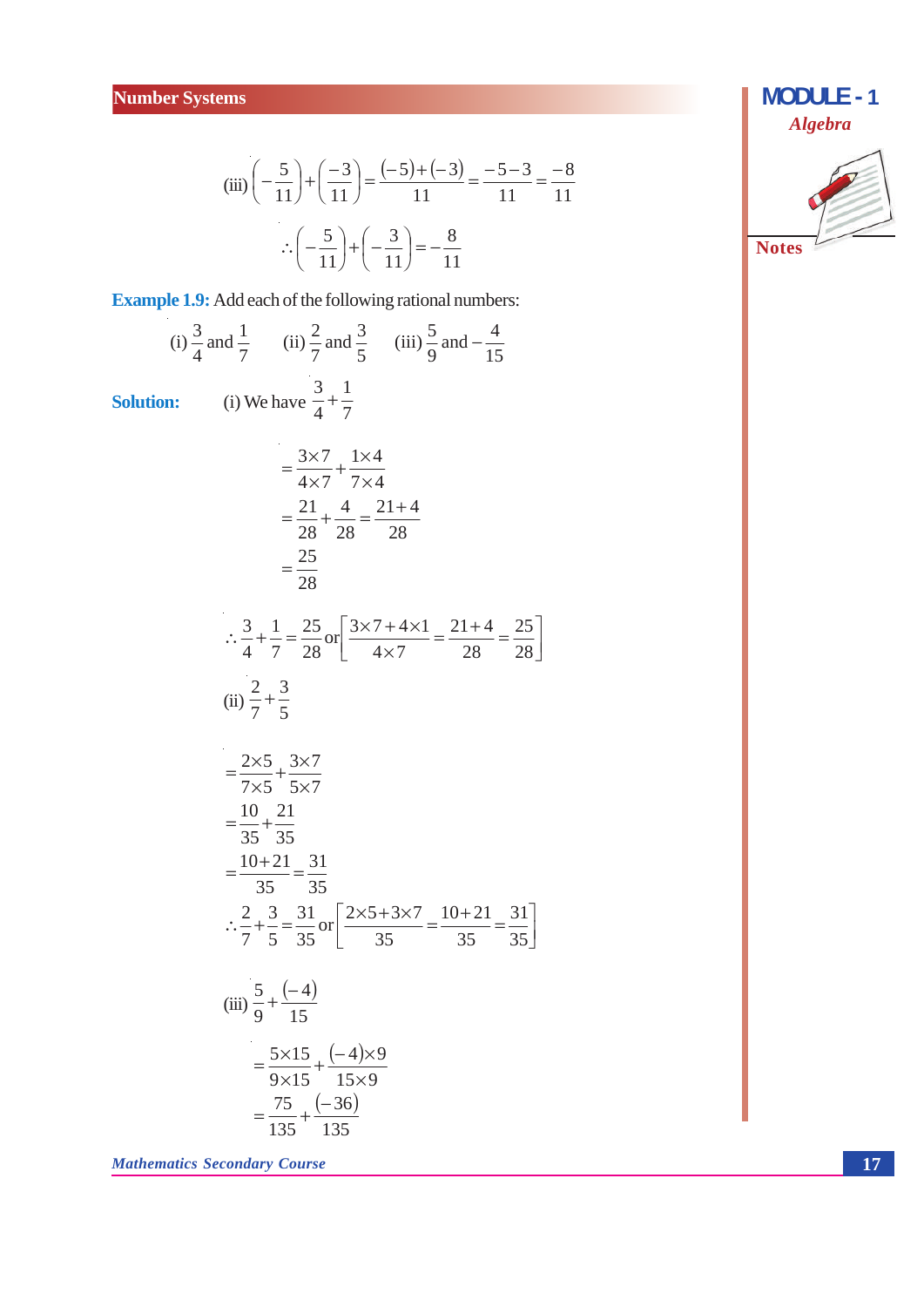(iii) $\left(-\frac{5}{11}\right)+\left(\frac{-3}{11}\right)=\frac{(-5)+(-3)}{11}=\frac{-5-3}{11}=\frac{-8}{11}$

$$\therefore \left(-\frac{5}{11}\right)+\left(-\frac{3}{11}\right)=-\frac{8}{11}$$

**Example 1.9:** Add each of the following rational numbers:

(i) $\frac{3}{4}$ and $\frac{1}{7}$ (ii) $\frac{2}{7}$ and $\frac{3}{5}$ (iii) $\frac{5}{9}$ and $-\frac{4}{15}$

**Solution:** (i) We have $\frac{3}{4}+\frac{1}{7}$

$$=\frac{3\times 7}{4\times 7}+\frac{1\times 4}{7\times 4}$$

$$=\frac{21}{28}+\frac{4}{28}=\frac{21+4}{28}$$

$$=\frac{25}{28}$$

$$\therefore \frac{3}{4}+\frac{1}{7}=\frac{25}{28} \text{ or } \left[\frac{3\times 7+4\times 1}{4\times 7}=\frac{21+4}{28}=\frac{25}{28}\right]$$

(ii) $\frac{2}{7}+\frac{3}{5}$

$$=\frac{2\times 5}{7\times 5}+\frac{3\times 7}{5\times 7}$$

$$=\frac{10}{35}+\frac{21}{35}$$

$$=\frac{10+21}{35}=\frac{31}{35}$$

$$\therefore \frac{2}{7}+\frac{3}{5}=\frac{31}{35} \text{ or } \left[\frac{2\times 5+3\times 7}{35}=\frac{10+21}{35}=\frac{31}{35}\right]$$

(iii) $\frac{5}{9}+\frac{(-4)}{15}$

$$=\frac{5\times 15}{9\times 15}+\frac{(-4)\times 9}{15\times 9}$$

$$=\frac{75}{135}+\frac{(-36)}{135}$$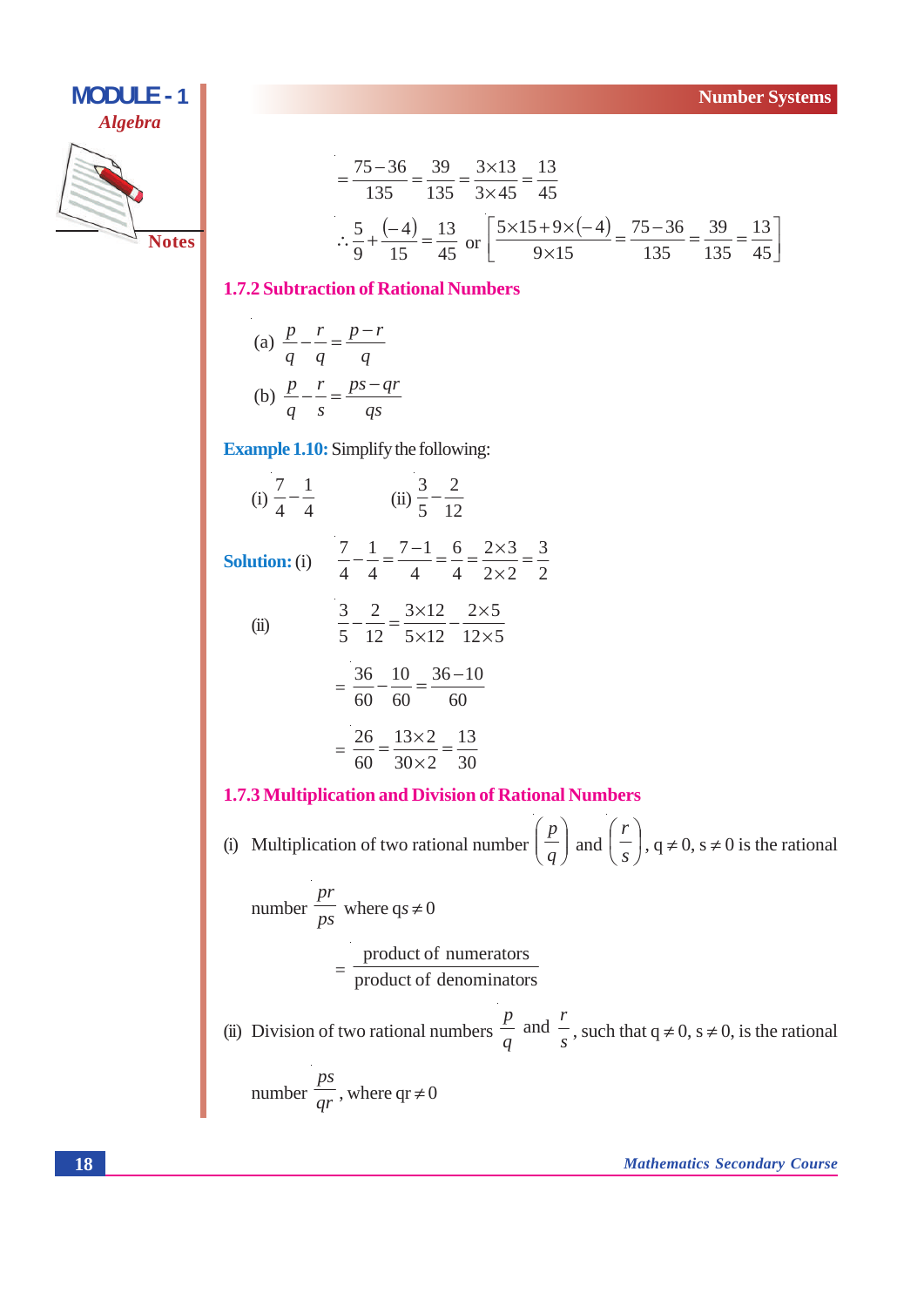$$= \frac{75-36}{135} = \frac{39}{135} = \frac{3\times13}{3\times45} = \frac{13}{45}$$

$$\therefore \frac{5}{9} + \frac{(-4)}{15} = \frac{13}{45} \text{ or } \left[\frac{5\times15+9\times(-4)}{9\times15} = \frac{75-36}{135} = \frac{39}{135} = \frac{13}{45}\right]$$

### 1.7.2 Subtraction of Rational Numbers

(a) $\frac{p}{q} - \frac{r}{q} = \frac{p-r}{q}$

(b) $\frac{p}{q} - \frac{r}{s} = \frac{ps-qr}{qs}$

**Example 1.10:** Simplify the following:

(i) $\frac{7}{4} - \frac{1}{4}$ (ii) $\frac{3}{5} - \frac{2}{12}$

**Solution:** (i) $\frac{7}{4} - \frac{1}{4} = \frac{7-1}{4} = \frac{6}{4} = \frac{2\times3}{2\times2} = \frac{3}{2}$

(ii) $\frac{3}{5} - \frac{2}{12} = \frac{3\times12}{5\times12} - \frac{2\times5}{12\times5}$

$$= \frac{36}{60} - \frac{10}{60} = \frac{36-10}{60}$$

$$= \frac{26}{60} = \frac{13\times2}{30\times2} = \frac{13}{30}$$

### 1.7.3 Multiplication and Division of Rational Numbers

(i) Multiplication of two rational number $\left(\frac{p}{q}\right)$ and $\left(\frac{r}{s}\right)$, $q \neq 0$, $s \neq 0$ is the rational number $\frac{pr}{ps}$ where $qs \neq 0$

$$= \frac{\text{product of numerators}}{\text{product of denominators}}$$

(ii) Division of two rational numbers $\frac{p}{q}$ and $\frac{r}{s}$, such that $q \neq 0$, $s \neq 0$, is the rational number $\frac{ps}{qr}$, where $qr \neq 0$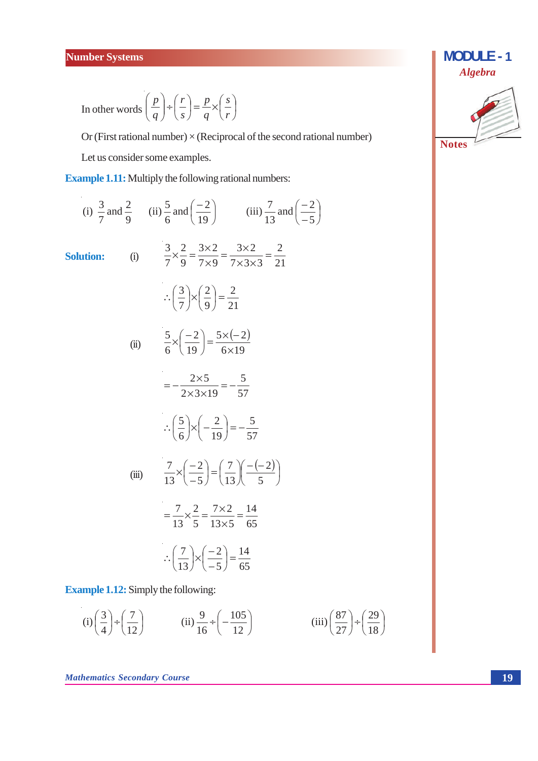In other words $\left(\frac{p}{q}\right) \div \left(\frac{r}{s}\right) = \frac{p}{q} \times \left(\frac{s}{r}\right)$

Or (First rational number) × (Reciprocal of the second rational number)

Let us consider some examples.

**Example 1.11:** Multiply the following rational numbers:

(i) $\frac{3}{7}$ and $\frac{2}{9}$ (ii) $\frac{5}{6}$ and $\left(\frac{-2}{19}\right)$ (iii) $\frac{7}{13}$ and $\left(\frac{-2}{-5}\right)$

**Solution:** (i)

$$\frac{3}{7} \times \frac{2}{9} = \frac{3 \times 2}{7 \times 9} = \frac{3 \times 2}{7 \times 3 \times 3} = \frac{2}{21}$$

$$\therefore \left(\frac{3}{7}\right) \times \left(\frac{2}{9}\right) = \frac{2}{21}$$

(ii)

$$\frac{5}{6} \times \left(\frac{-2}{19}\right) = \frac{5 \times (-2)}{6 \times 19}$$

$$= -\frac{2 \times 5}{2 \times 3 \times 19} = -\frac{5}{57}$$

$$\therefore \left(\frac{5}{6}\right) \times \left(-\frac{2}{19}\right) = -\frac{5}{57}$$

(iii)

$$\frac{7}{13} \times \left(\frac{-2}{-5}\right) = \left(\frac{7}{13}\right)\left(\frac{-(-2)}{5}\right)$$

$$= \frac{7}{13} \times \frac{2}{5} = \frac{7 \times 2}{13 \times 5} = \frac{14}{65}$$

$$\therefore \left(\frac{7}{13}\right) \times \left(\frac{-2}{-5}\right) = \frac{14}{65}$$

**Example 1.12:** Simply the following:

(i) $\left(\frac{3}{4}\right) \div \left(\frac{7}{12}\right)$ (ii) $\frac{9}{16} \div \left(-\frac{105}{12}\right)$ (iii) $\left(\frac{87}{27}\right) \div \left(\frac{29}{18}\right)$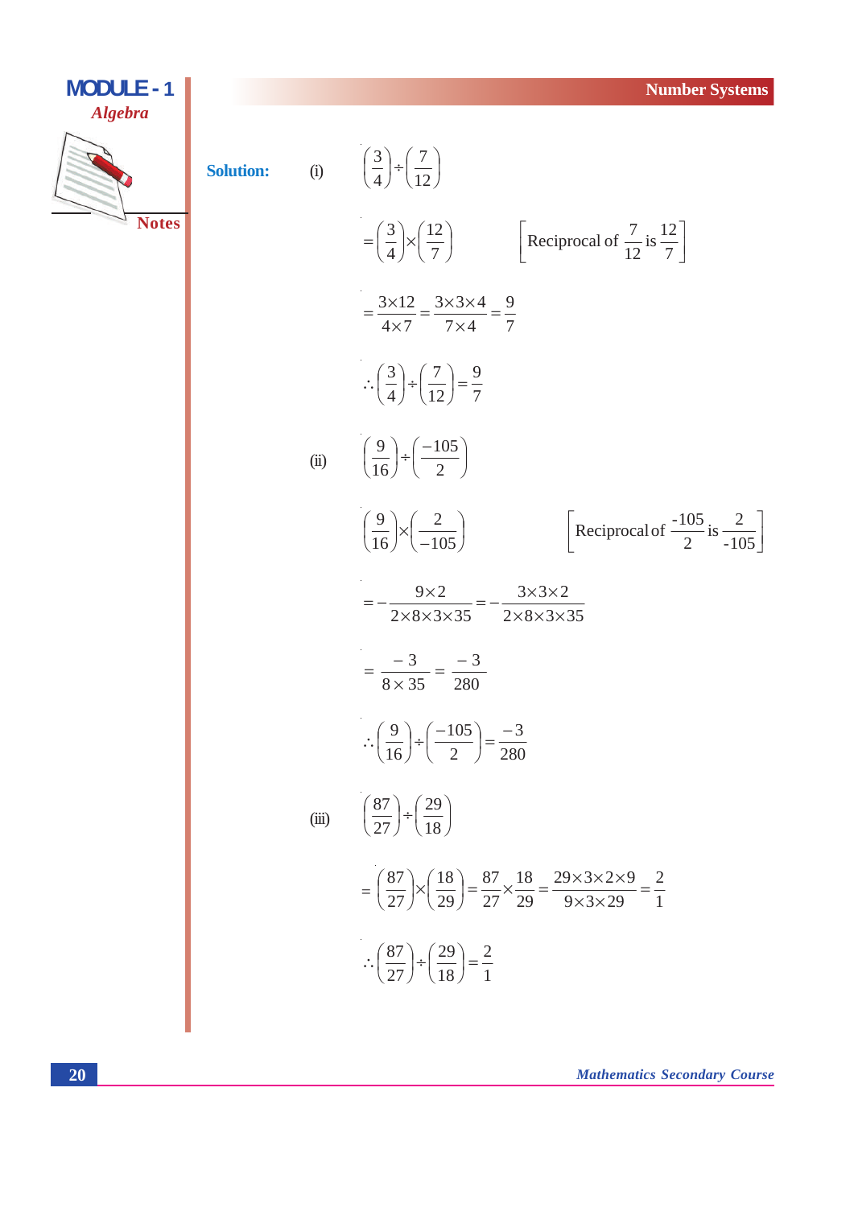**Solution:** (i) $\left(\frac{3}{4}\right) \div \left(\frac{7}{12}\right)$

$$= \left(\frac{3}{4}\right) \times \left(\frac{12}{7}\right) \qquad \left[\text{Reciprocal of } \frac{7}{12} \text{ is } \frac{12}{7}\right]$$

$$= \frac{3 \times 12}{4 \times 7} = \frac{3 \times 3 \times 4}{7 \times 4} = \frac{9}{7}$$

$$\therefore \left(\frac{3}{4}\right) \div \left(\frac{7}{12}\right) = \frac{9}{7}$$

(ii) $\left(\frac{9}{16}\right) \div \left(\frac{-105}{2}\right)$

$$\left(\frac{9}{16}\right) \times \left(\frac{2}{-105}\right) \qquad \left[\text{Reciprocal of } \frac{-105}{2} \text{ is } \frac{2}{-105}\right]$$

$$= -\frac{9 \times 2}{2 \times 8 \times 3 \times 35} = -\frac{3 \times 3 \times 2}{2 \times 8 \times 3 \times 35}$$

$$= \frac{-3}{8 \times 35} = \frac{-3}{280}$$

$$\therefore \left(\frac{9}{16}\right) \div \left(\frac{-105}{2}\right) = \frac{-3}{280}$$

(iii) $\left(\frac{87}{27}\right) \div \left(\frac{29}{18}\right)$

$$= \left(\frac{87}{27}\right) \times \left(\frac{18}{29}\right) = \frac{87}{27} \times \frac{18}{29} = \frac{29 \times 3 \times 2 \times 9}{9 \times 3 \times 29} = \frac{2}{1}$$

$$\therefore \left(\frac{87}{27}\right) \div \left(\frac{29}{18}\right) = \frac{2}{1}$$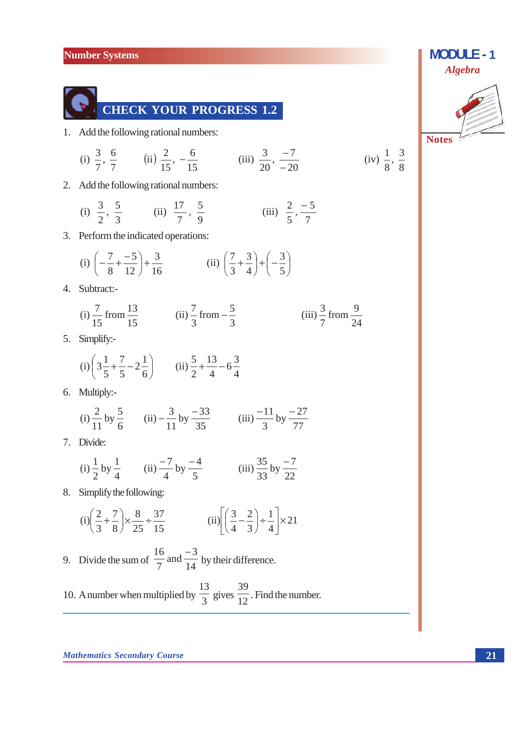## CHECK YOUR PROGRESS 1.2

1. Add the following rational numbers:

   (i) $\frac{3}{7}, \frac{6}{7}$ (ii) $\frac{2}{15}, -\frac{6}{15}$ (iii) $\frac{3}{20}, \frac{-7}{-20}$ (iv) $\frac{1}{8}, \frac{3}{8}$

2. Add the following rational numbers:

   (i) $\frac{3}{2}, \frac{5}{3}$ (ii) $\frac{17}{7}, \frac{5}{9}$ (iii) $\frac{2}{5}, \frac{-5}{7}$

3. Perform the indicated operations:

   (i) $\left(-\frac{7}{8}+\frac{-5}{12}\right)+\frac{3}{16}$ (ii) $\left(\frac{7}{3}+\frac{3}{4}\right)+\left(-\frac{3}{5}\right)$

4. Subtract:-

   (i) $\frac{7}{15}$ from $\frac{13}{15}$ (ii) $\frac{7}{3}$ from $-\frac{5}{3}$ (iii) $\frac{3}{7}$ from $\frac{9}{24}$

5. Simplify:-

   (i) $\left(3\frac{1}{5}+\frac{7}{5}-2\frac{1}{6}\right)$ (ii) $\frac{5}{2}+\frac{13}{4}-6\frac{3}{4}$

6. Multiply:-

   (i) $\frac{2}{11}$ by $\frac{5}{6}$ (ii) $-\frac{3}{11}$ by $\frac{-33}{35}$ (iii) $\frac{-11}{3}$ by $\frac{-27}{77}$

7. Divide:

   (i) $\frac{1}{2}$ by $\frac{1}{4}$ (ii) $\frac{-7}{4}$ by $\frac{-4}{5}$ (iii) $\frac{35}{33}$ by $\frac{-7}{22}$

8. Simplify the following:

   (i) $\left(\frac{2}{3}+\frac{7}{8}\right)\times\frac{8}{25}\div\frac{37}{15}$ (ii) $\left[\left(\frac{3}{4}-\frac{2}{3}\right)\div\frac{1}{4}\right]\times 21$

9. Divide the sum of $\frac{16}{7}$ and $\frac{-3}{14}$ by their difference.

10. A number when multiplied by $\frac{13}{3}$ gives $\frac{39}{12}$. Find the number.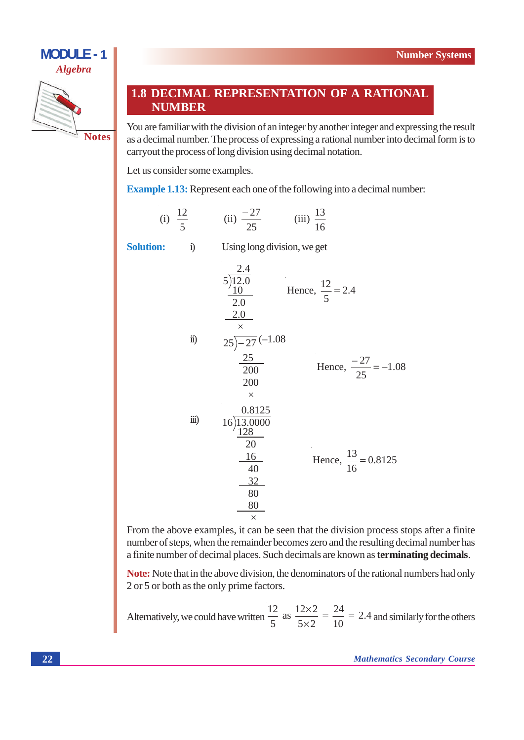## 1.8 DECIMAL REPRESENTATION OF A RATIONAL NUMBER

You are familiar with the division of an integer by another integer and expressing the result as a decimal number. The process of expressing a rational number into decimal form is to carryout the process of long division using decimal notation.

Let us consider some examples.

**Example 1.13:** Represent each one of the following into a decimal number:

(i) $\frac{12}{5}$ (ii) $\frac{-27}{25}$ (iii) $\frac{13}{16}$

**Solution:** i) Using long division, we get

$$\begin{array}{r} 2.4 \\ 5\overline{)12.0} \\ \underline{10}\phantom{.0} \\ 2.0 \\ \underline{2.0} \\ \times \end{array}$$

Hence, $\frac{12}{5} = 2.4$

ii)

$$\begin{array}{r} 25\overline{)-27}\,(-1.08 \\ \underline{25} \\ 200 \\ \underline{200} \\ \times \end{array}$$

Hence, $\frac{-27}{25} = -1.08$

iii)

$$\begin{array}{r} 0.8125 \\ 16\overline{)13.0000} \\ \underline{128}\phantom{000} \\ 20 \\ \underline{16} \\ 40 \\ \underline{32} \\ 80 \\ \underline{80} \\ \times \end{array}$$

Hence, $\frac{13}{16} = 0.8125$

From the above examples, it can be seen that the division process stops after a finite number of steps, when the remainder becomes zero and the resulting decimal number has a finite number of decimal places. Such decimals are known as **terminating decimals**.

**Note:** Note that in the above division, the denominators of the rational numbers had only 2 or 5 or both as the only prime factors.

Alternatively, we could have written $\frac{12}{5}$ as $\frac{12\times2}{5\times2} = \frac{24}{10} = 2.4$ and similarly for the others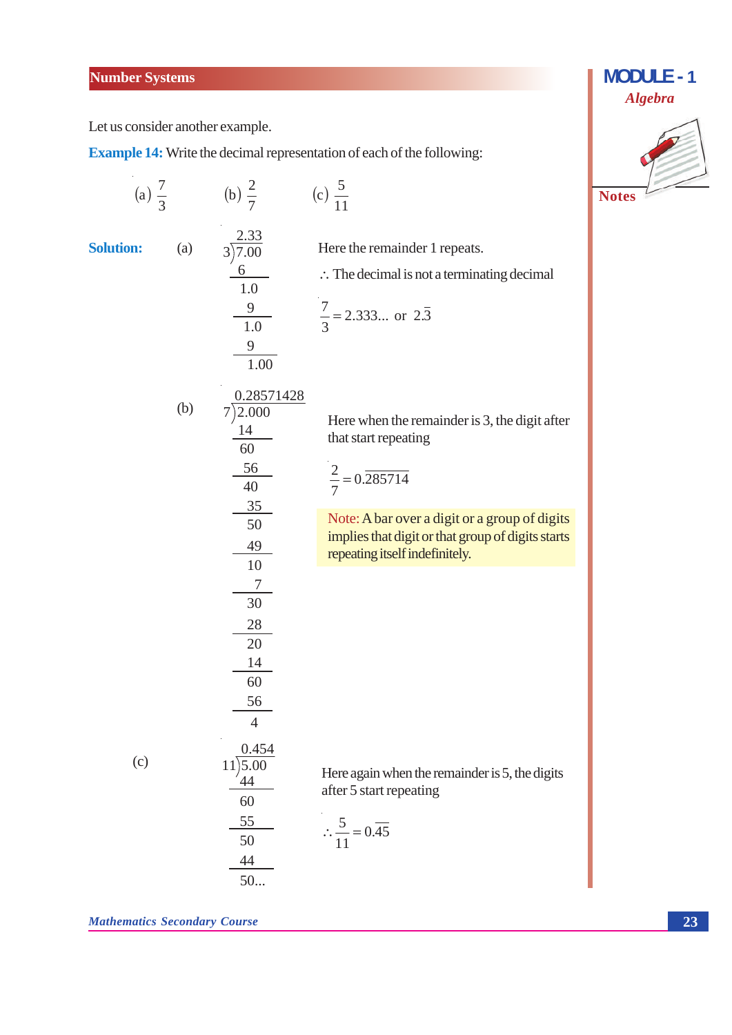Let us consider another example.

**Example 14:** Write the decimal representation of each of the following:

(a) $\frac{7}{3}$ (b) $\frac{2}{7}$ (c) $\frac{5}{11}$

**Solution:** (a)

```
     2.33
  3)7.00
    6
    1.0
     9
     1.0
      9
     1.00
```

Here the remainder 1 repeats.

$\therefore$ The decimal is not a terminating decimal

$\frac{7}{3} = 2.333...$ or $2.\overline{3}$

(b)

```
     0.28571428
  7)2.000
    14
     60
     56
      40
      35
       50
       49
       10
        7
       30
       28
       20
       14
       60
       56
        4
```

Here when the remainder is 3, the digit after that start repeating

$\frac{2}{7} = 0.\overline{285714}$

Note: A bar over a digit or a group of digits implies that digit or that group of digits starts repeating itself indefinitely.

(c)

```
      0.454
  11)5.00
     44
     60
     55
     50
     44
     50...
```

Here again when the remainder is 5, the digits after 5 start repeating

$\therefore \frac{5}{11} = 0.\overline{45}$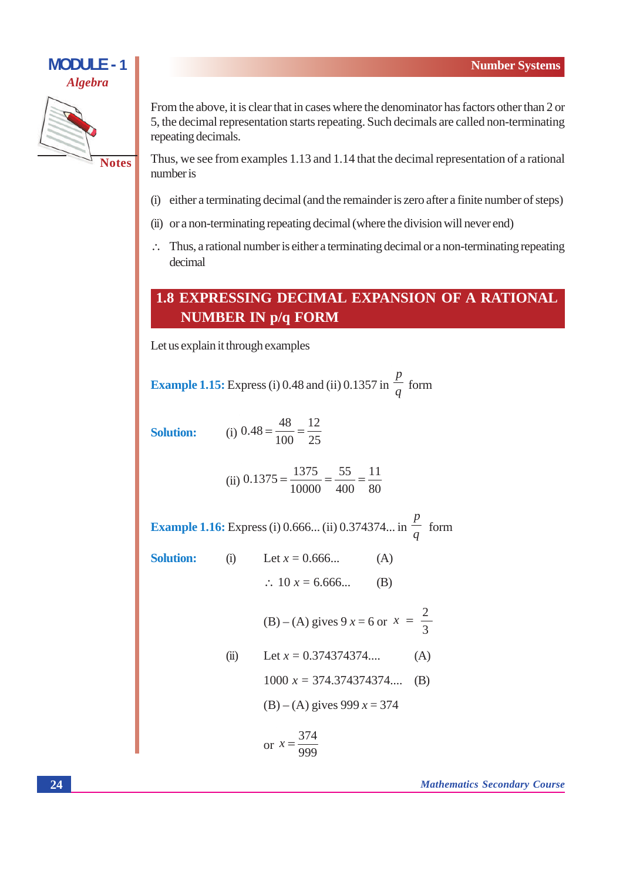From the above, it is clear that in cases where the denominator has factors other than 2 or 5, the decimal representation starts repeating. Such decimals are called non-terminating repeating decimals.

Thus, we see from examples 1.13 and 1.14 that the decimal representation of a rational number is

(i) either a terminating decimal (and the remainder is zero after a finite number of steps)

(ii) or a non-terminating repeating decimal (where the division will never end)

$\therefore$ Thus, a rational number is either a terminating decimal or a non-terminating repeating decimal

## 1.8 EXPRESSING DECIMAL EXPANSION OF A RATIONAL NUMBER IN p/q FORM

Let us explain it through examples

**Example 1.15:** Express (i) 0.48 and (ii) 0.1357 in $\frac{p}{q}$ form

**Solution:** (i) $0.48 = \frac{48}{100} = \frac{12}{25}$

(ii) $0.1375 = \frac{1375}{10000} = \frac{55}{400} = \frac{11}{80}$

**Example 1.16:** Express (i) 0.666... (ii) 0.374374... in $\frac{p}{q}$ form

**Solution:** (i) Let $x = 0.666...$ (A)

$\therefore\ 10x = 6.666...$ (B)

(B) – (A) gives $9x = 6$ or $x = \frac{2}{3}$

(ii) Let $x = 0.374374374....$ (A)

$1000x = 374.374374374....$ (B)

(B) – (A) gives $999x = 374$

or $x = \frac{374}{999}$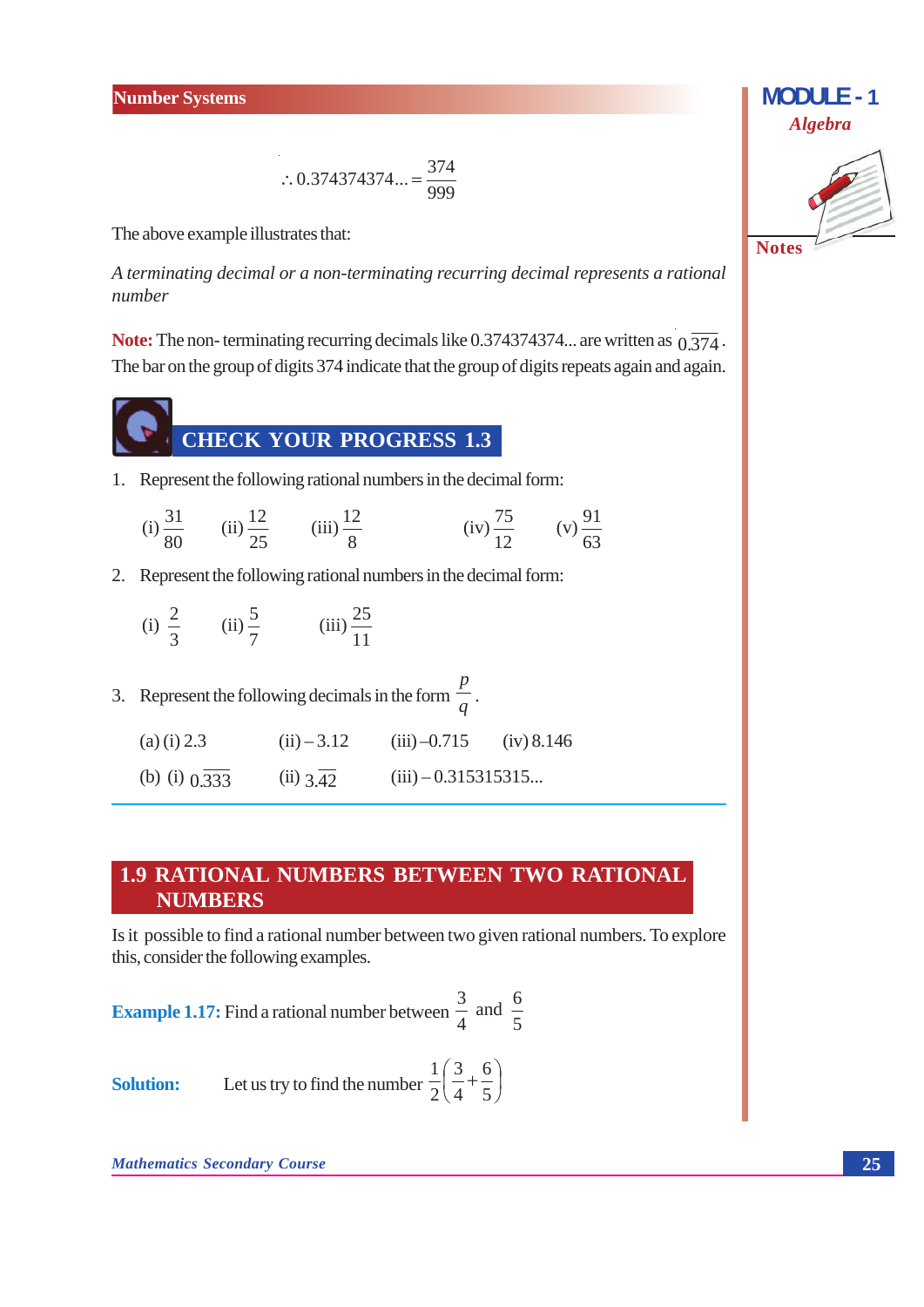$$\therefore 0.374374374... = \frac{374}{999}$$

The above example illustrates that:

*A terminating decimal or a non-terminating recurring decimal represents a rational number*

**Note:** The non- terminating recurring decimals like 0.374374374... are written as $0.\overline{374}$. The bar on the group of digits 374 indicate that the group of digits repeats again and again.

## CHECK YOUR PROGRESS 1.3

1. Represent the following rational numbers in the decimal form:

   (i) $\frac{31}{80}$ (ii) $\frac{12}{25}$ (iii) $\frac{12}{8}$ (iv) $\frac{75}{12}$ (v) $\frac{91}{63}$

2. Represent the following rational numbers in the decimal form:

   (i) $\frac{2}{3}$ (ii) $\frac{5}{7}$ (iii) $\frac{25}{11}$

3. Represent the following decimals in the form $\frac{p}{q}$.

   (a) (i) 2.3 (ii) – 3.12 (iii) –0.715 (iv) 8.146

   (b) (i) $0.\overline{333}$ (ii) $3.\overline{42}$ (iii) – 0.315315315...

## 1.9 RATIONAL NUMBERS BETWEEN TWO RATIONAL NUMBERS

Is it possible to find a rational number between two given rational numbers. To explore this, consider the following examples.

**Example 1.17:** Find a rational number between $\frac{3}{4}$ and $\frac{6}{5}$

**Solution:** Let us try to find the number $\frac{1}{2}\left(\frac{3}{4}+\frac{6}{5}\right)$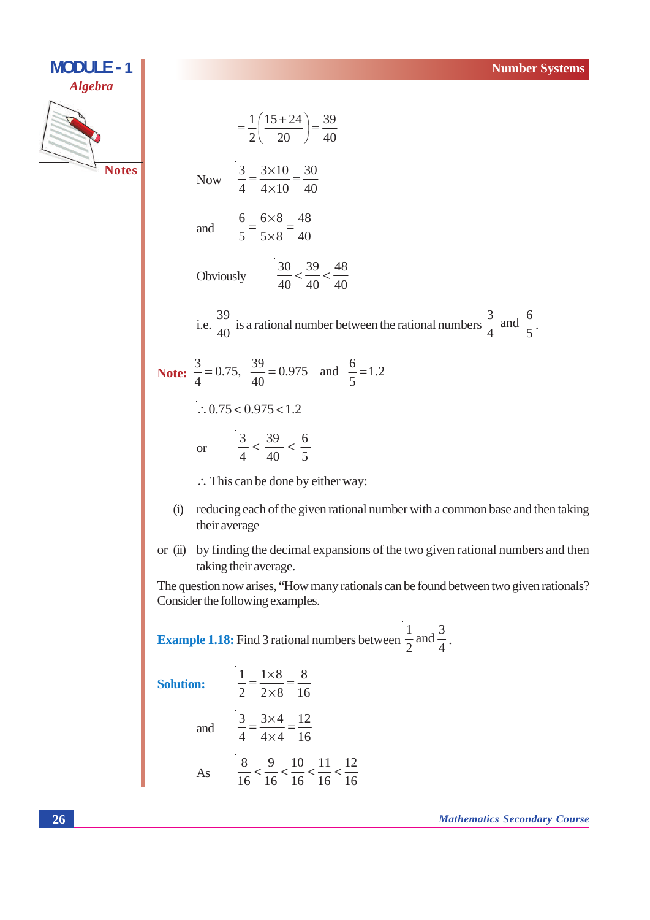$$= \frac{1}{2}\left(\frac{15+24}{20}\right) = \frac{39}{40}$$

Now $\frac{3}{4} = \frac{3 \times 10}{4 \times 10} = \frac{30}{40}$

and $\frac{6}{5} = \frac{6 \times 8}{5 \times 8} = \frac{48}{40}$

Obviously $\frac{30}{40} < \frac{39}{40} < \frac{48}{40}$

i.e. $\frac{39}{40}$ is a rational number between the rational numbers $\frac{3}{4}$ and $\frac{6}{5}$.

**Note:** $\frac{3}{4} = 0.75$, $\frac{39}{40} = 0.975$ and $\frac{6}{5} = 1.2$

$\therefore 0.75 < 0.975 < 1.2$

or $\frac{3}{4} < \frac{39}{40} < \frac{6}{5}$

$\therefore$ This can be done by either way:

(i) reducing each of the given rational number with a common base and then taking their average

or (ii) by finding the decimal expansions of the two given rational numbers and then taking their average.

The question now arises, "How many rationals can be found between two given rationals? Consider the following examples.

**Example 1.18:** Find 3 rational numbers between $\frac{1}{2}$ and $\frac{3}{4}$.

**Solution:** $\frac{1}{2} = \frac{1 \times 8}{2 \times 8} = \frac{8}{16}$

and $\frac{3}{4} = \frac{3 \times 4}{4 \times 4} = \frac{12}{16}$

As $\frac{8}{16} < \frac{9}{16} < \frac{10}{16} < \frac{11}{16} < \frac{12}{16}$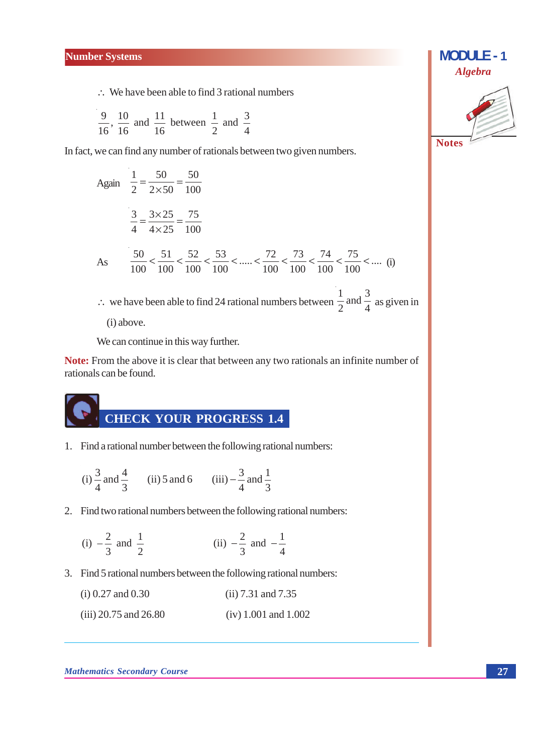∴ We have been able to find 3 rational numbers

$$\frac{9}{16}, \frac{10}{16} \text{ and } \frac{11}{16} \text{ between } \frac{1}{2} \text{ and } \frac{3}{4}$$

In fact, we can find any number of rationals between two given numbers.

Again $\frac{1}{2} = \frac{50}{2 \times 50} = \frac{50}{100}$

$$\frac{3}{4} = \frac{3 \times 25}{4 \times 25} = \frac{75}{100}$$

As $\frac{50}{100} < \frac{51}{100} < \frac{52}{100} < \frac{53}{100} < ..... < \frac{72}{100} < \frac{73}{100} < \frac{74}{100} < \frac{75}{100} < ....$ (i)

∴ we have been able to find 24 rational numbers between $\frac{1}{2}$ and $\frac{3}{4}$ as given in (i) above.

We can continue in this way further.

**Note:** From the above it is clear that between any two rationals an infinite number of rationals can be found.

## CHECK YOUR PROGRESS 1.4

1. Find a rational number between the following rational numbers:

   (i) $\frac{3}{4}$ and $\frac{4}{3}$ (ii) 5 and 6 (iii) $-\frac{3}{4}$ and $\frac{1}{3}$

2. Find two rational numbers between the following rational numbers:

   (i) $-\frac{2}{3}$ and $\frac{1}{2}$ (ii) $-\frac{2}{3}$ and $-\frac{1}{4}$

3. Find 5 rational numbers between the following rational numbers:

   (i) 0.27 and 0.30 (ii) 7.31 and 7.35

   (iii) 20.75 and 26.80 (iv) 1.001 and 1.002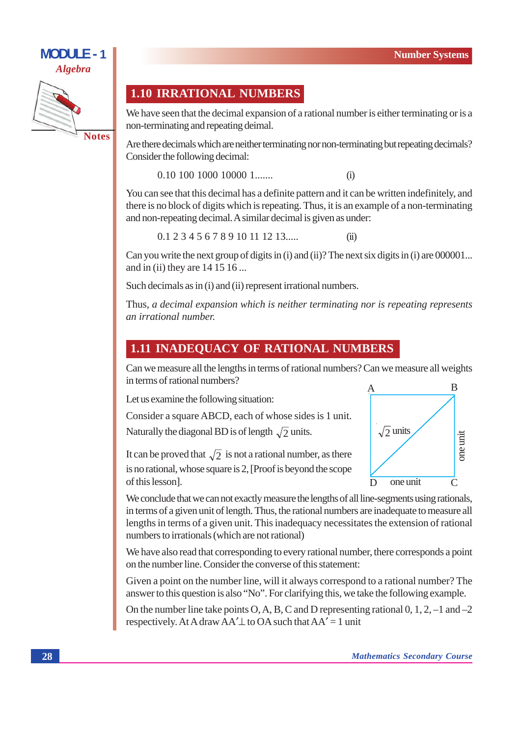## 1.10 IRRATIONAL NUMBERS

We have seen that the decimal expansion of a rational number is either terminating or is a non-terminating and repeating deimal.

Are there decimals which are neither terminating nor non-terminating but repeating decimals? Consider the following decimal:

0.10 100 1000 10000 1....... (i)

You can see that this decimal has a definite pattern and it can be written indefinitely, and there is no block of digits which is repeating. Thus, it is an example of a non-terminating and non-repeating decimal. A similar decimal is given as under:

0.1 2 3 4 5 6 7 8 9 10 11 12 13..... (ii)

Can you write the next group of digits in (i) and (ii)? The next six digits in (i) are 000001... and in (ii) they are 14 15 16 ...

Such decimals as in (i) and (ii) represent irrational numbers.

Thus, *a decimal expansion which is neither terminating nor is repeating represents an irrational number.*

## 1.11 INADEQUACY OF RATIONAL NUMBERS

Can we measure all the lengths in terms of rational numbers? Can we measure all weights in terms of rational numbers?

Let us examine the following situation:

Consider a square ABCD, each of whose sides is 1 unit. Naturally the diagonal BD is of length $\sqrt{2}$ units.

It can be proved that $\sqrt{2}$ is not a rational number, as there is no rational, whose square is 2, [Proof is beyond the scope of this lesson].

We conclude that we can not exactly measure the lengths of all line-segments using rationals, in terms of a given unit of length. Thus, the rational numbers are inadequate to measure all lengths in terms of a given unit. This inadequacy necessitates the extension of rational numbers to irrationals (which are not rational)

We have also read that corresponding to every rational number, there corresponds a point on the number line. Consider the converse of this statement:

Given a point on the number line, will it always correspond to a rational number? The answer to this question is also "No". For clarifying this, we take the following example.

On the number line take points O, A, B, C and D representing rational 0, 1, 2, –1 and –2 respectively. At A draw $AA' \perp$ to OA such that $AA' = 1$ unit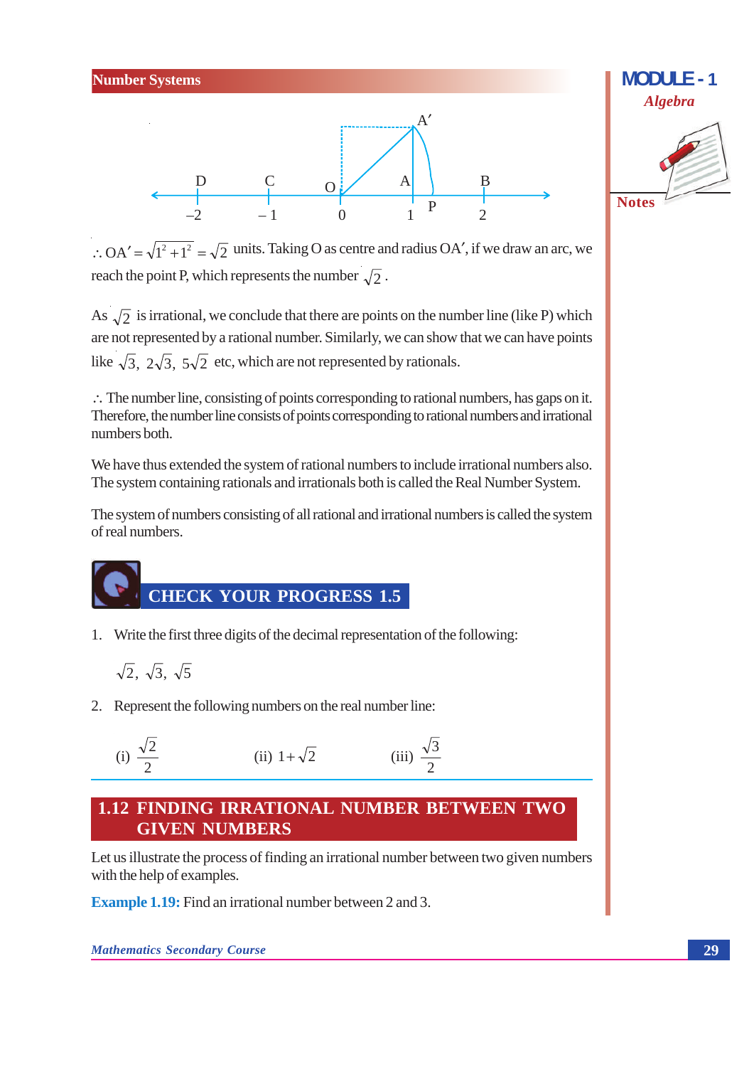$\therefore OA' = \sqrt{1^2 + 1^2} = \sqrt{2}$ units. Taking O as centre and radius OA′, if we draw an arc, we reach the point P, which represents the number $\sqrt{2}$.

As $\sqrt{2}$ is irrational, we conclude that there are points on the number line (like P) which are not represented by a rational number. Similarly, we can show that we can have points like $\sqrt{3},\ 2\sqrt{3},\ 5\sqrt{2}$ etc, which are not represented by rationals.

$\therefore$ The number line, consisting of points corresponding to rational numbers, has gaps on it. Therefore, the number line consists of points corresponding to rational numbers and irrational numbers both.

We have thus extended the system of rational numbers to include irrational numbers also. The system containing rationals and irrationals both is called the Real Number System.

The system of numbers consisting of all rational and irrational numbers is called the system of real numbers.

## CHECK YOUR PROGRESS 1.5

1. Write the first three digits of the decimal representation of the following:

   $\sqrt{2},\ \sqrt{3},\ \sqrt{5}$

2. Represent the following numbers on the real number line:

   (i) $\dfrac{\sqrt{2}}{2}$ (ii) $1+\sqrt{2}$ (iii) $\dfrac{\sqrt{3}}{2}$

## 1.12 FINDING IRRATIONAL NUMBER BETWEEN TWO GIVEN NUMBERS

Let us illustrate the process of finding an irrational number between two given numbers with the help of examples.

**Example 1.19:** Find an irrational number between 2 and 3.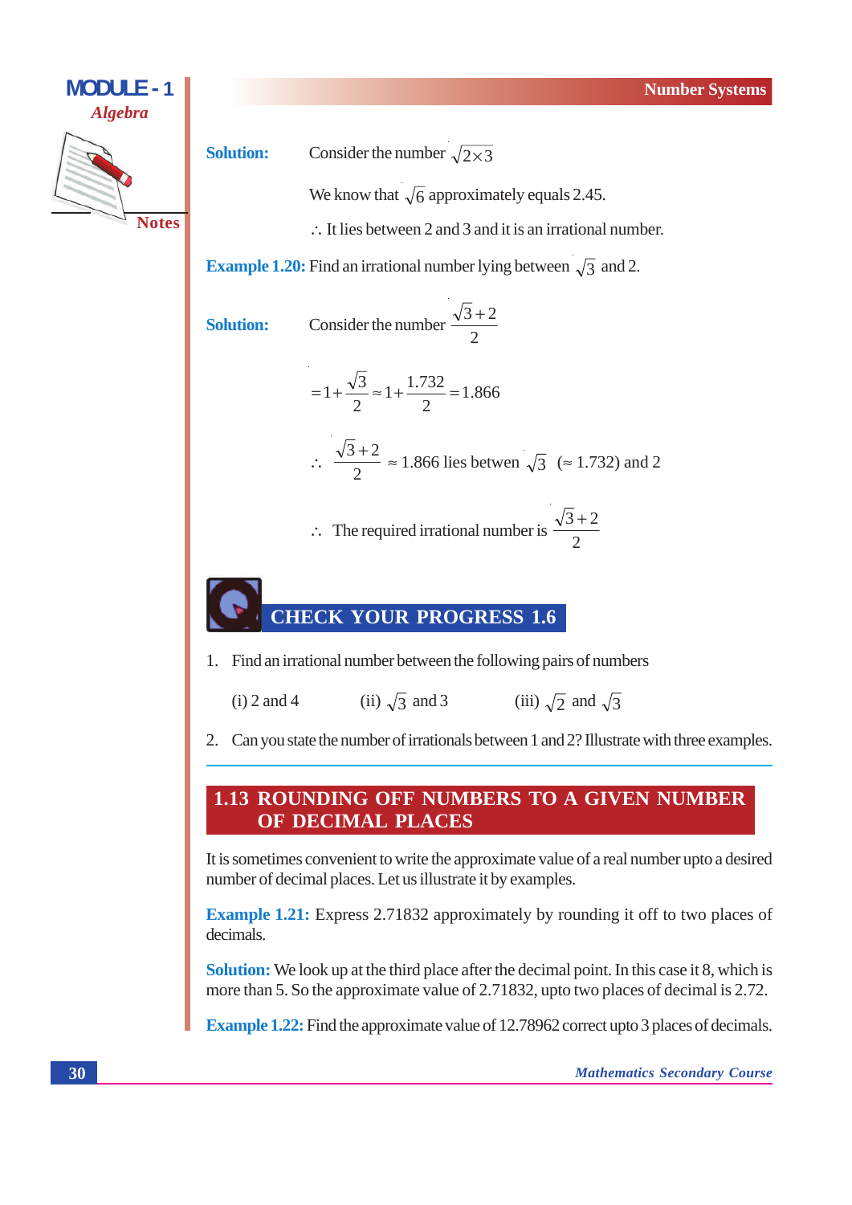**Solution:** Consider the number $\sqrt{2 \times 3}$

We know that $\sqrt{6}$ approximately equals 2.45.

$\therefore$ It lies between 2 and 3 and it is an irrational number.

**Example 1.20:** Find an irrational number lying between $\sqrt{3}$ and 2.

**Solution:** Consider the number $\dfrac{\sqrt{3}+2}{2}$

$$= 1 + \frac{\sqrt{3}}{2} \approx 1 + \frac{1.732}{2} = 1.866$$

$\therefore \quad \dfrac{\sqrt{3}+2}{2} \approx 1.866$ lies betwen $\sqrt{3}$ $(\approx 1.732)$ and 2

$\therefore$ The required irrational number is $\dfrac{\sqrt{3}+2}{2}$

## CHECK YOUR PROGRESS 1.6

1. Find an irrational number between the following pairs of numbers

   (i) 2 and 4 (ii) $\sqrt{3}$ and 3 (iii) $\sqrt{2}$ and $\sqrt{3}$

2. Can you state the number of irrationals between 1 and 2? Illustrate with three examples.

## 1.13 ROUNDING OFF NUMBERS TO A GIVEN NUMBER OF DECIMAL PLACES

It is sometimes convenient to write the approximate value of a real number upto a desired number of decimal places. Let us illustrate it by examples.

**Example 1.21:** Express 2.71832 approximately by rounding it off to two places of decimals.

**Solution:** We look up at the third place after the decimal point. In this case it 8, which is more than 5. So the approximate value of 2.71832, upto two places of decimal is 2.72.

**Example 1.22:** Find the approximate value of 12.78962 correct upto 3 places of decimals.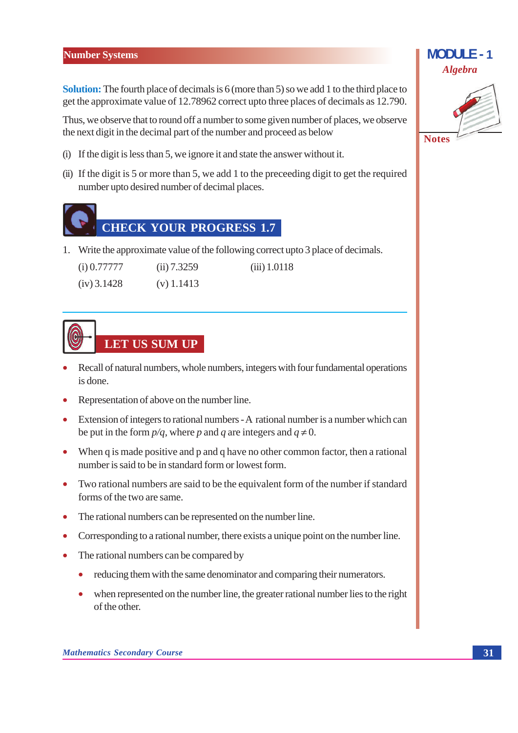**Solution:** The fourth place of decimals is 6 (more than 5) so we add 1 to the third place to get the approximate value of 12.78962 correct upto three places of decimals as 12.790.

Thus, we observe that to round off a number to some given number of places, we observe the next digit in the decimal part of the number and proceed as below

(i) If the digit is less than 5, we ignore it and state the answer without it.

(ii) If the digit is 5 or more than 5, we add 1 to the preceeding digit to get the required number upto desired number of decimal places.

## CHECK YOUR PROGRESS 1.7

1. Write the approximate value of the following correct upto 3 place of decimals.

   (i) 0.77777 (ii) 7.3259 (iii) 1.0118

   (iv) 3.1428 (v) 1.1413

## LET US SUM UP

- Recall of natural numbers, whole numbers, integers with four fundamental operations is done.
- Representation of above on the number line.
- Extension of integers to rational numbers - A rational number is a number which can be put in the form $p/q$, where $p$ and $q$ are integers and $q \neq 0$.
- When q is made positive and p and q have no other common factor, then a rational number is said to be in standard form or lowest form.
- Two rational numbers are said to be the equivalent form of the number if standard forms of the two are same.
- The rational numbers can be represented on the number line.
- Corresponding to a rational number, there exists a unique point on the number line.
- The rational numbers can be compared by
  - reducing them with the same denominator and comparing their numerators.
  - when represented on the number line, the greater rational number lies to the right of the other.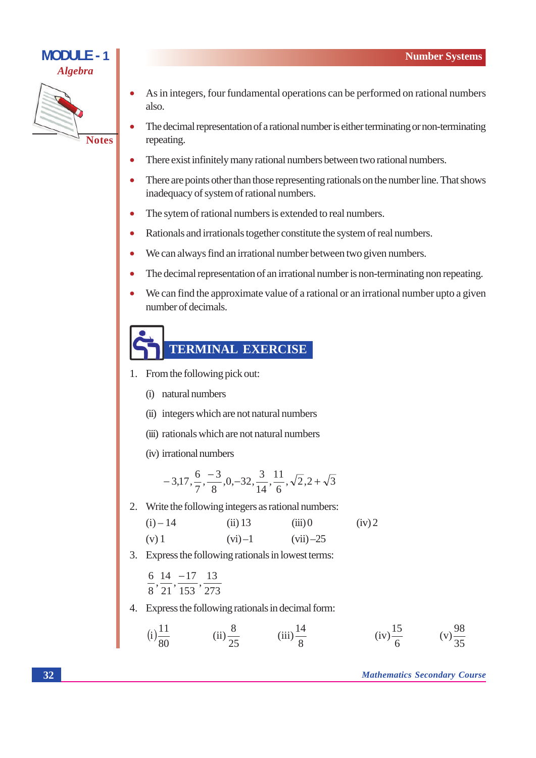- As in integers, four fundamental operations can be performed on rational numbers also.
- The decimal representation of a rational number is either terminating or non-terminating repeating.
- There exist infinitely many rational numbers between two rational numbers.
- There are points other than those representing rationals on the number line. That shows inadequacy of system of rational numbers.
- The sytem of rational numbers is extended to real numbers.
- Rationals and irrationals together constitute the system of real numbers.
- We can always find an irrational number between two given numbers.
- The decimal representation of an irrational number is non-terminating non repeating.
- We can find the approximate value of a rational or an irrational number upto a given number of decimals.

## TERMINAL EXERCISE

1. From the following pick out:

   (i) natural numbers

   (ii) integers which are not natural numbers

   (iii) rationals which are not natural numbers

   (iv) irrational numbers

   $$-3, 17, \frac{6}{7}, \frac{-3}{8}, 0, -32, \frac{3}{14}, \frac{11}{6}, \sqrt{2}, 2+\sqrt{3}$$

2. Write the following integers as rational numbers:

   (i) – 14 (ii) 13 (iii) 0 (iv) 2

   (v) 1 (vi) –1 (vii) –25

3. Express the following rationals in lowest terms:

   $$\frac{6}{8}, \frac{14}{21}, \frac{-17}{153}, \frac{13}{273}$$

4. Express the following rationals in decimal form:

   (i) $\frac{11}{80}$ (ii) $\frac{8}{25}$ (iii) $\frac{14}{8}$ (iv) $\frac{15}{6}$ (v) $\frac{98}{35}$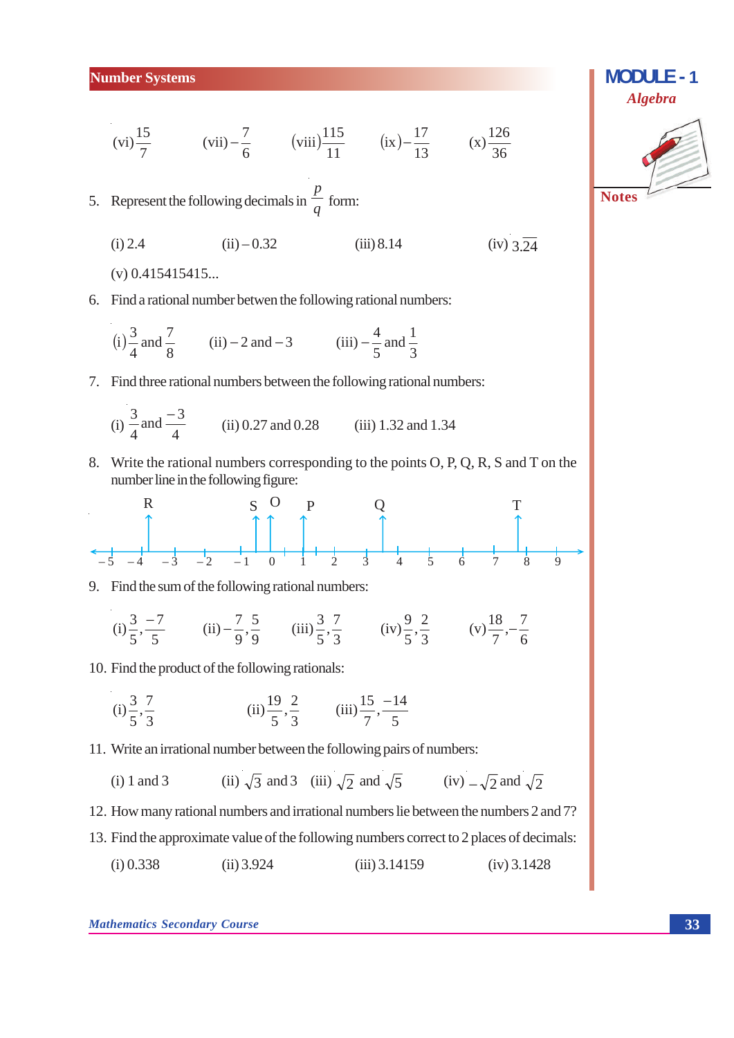(vi) $\frac{15}{7}$ (vii) $-\frac{7}{6}$ (viii) $\frac{115}{11}$ (ix) $-\frac{17}{13}$ (x) $\frac{126}{36}$

5. Represent the following decimals in $\frac{p}{q}$ form:

   (i) 2.4 (ii) – 0.32 (iii) 8.14 (iv) $3.\overline{24}$

   (v) 0.415415415...

6. Find a rational number betwen the following rational numbers:

   (i) $\frac{3}{4}$ and $\frac{7}{8}$ (ii) – 2 and – 3 (iii) $-\frac{4}{5}$ and $\frac{1}{3}$

7. Find three rational numbers between the following rational numbers:

   (i) $\frac{3}{4}$ and $\frac{-3}{4}$ (ii) 0.27 and 0.28 (iii) 1.32 and 1.34

8. Write the rational numbers corresponding to the points O, P, Q, R, S and T on the number line in the following figure:

   (Number line from – 5 to 9 with points R, S, O, P, Q, T marked)

9. Find the sum of the following rational numbers:

   (i) $\frac{3}{5}, \frac{-7}{5}$ (ii) $-\frac{7}{9}, \frac{5}{9}$ (iii) $\frac{3}{5}, \frac{7}{3}$ (iv) $\frac{9}{5}, \frac{2}{3}$ (v) $\frac{18}{7}, -\frac{7}{6}$

10. Find the product of the following rationals:

    (i) $\frac{3}{5}, \frac{7}{3}$ (ii) $\frac{19}{5}, \frac{2}{3}$ (iii) $\frac{15}{7}, \frac{-14}{5}$

11. Write an irrational number between the following pairs of numbers:

    (i) 1 and 3 (ii) $\sqrt{3}$ and 3 (iii) $\sqrt{2}$ and $\sqrt{5}$ (iv) $-\sqrt{2}$ and $\sqrt{2}$

12. How many rational numbers and irrational numbers lie between the numbers 2 and 7?

13. Find the approximate value of the following numbers correct to 2 places of decimals:

    (i) 0.338 (ii) 3.924 (iii) 3.14159 (iv) 3.1428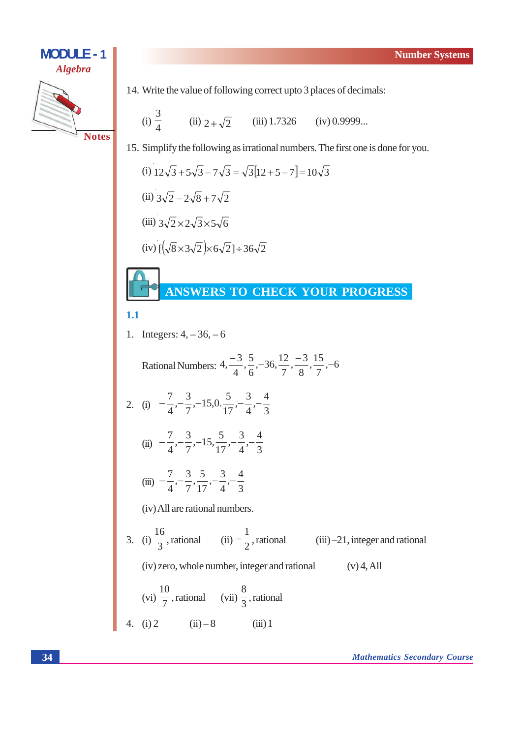14. Write the value of following correct upto 3 places of decimals:

(i) $\frac{3}{4}$ (ii) $2+\sqrt{2}$ (iii) 1.7326 (iv) 0.9999...

15. Simplify the following as irrational numbers. The first one is done for you.

(i) $12\sqrt{3}+5\sqrt{3}-7\sqrt{3}=\sqrt{3}[12+5-7]=10\sqrt{3}$

(ii) $3\sqrt{2}-2\sqrt{8}+7\sqrt{2}$

(iii) $3\sqrt{2}\times 2\sqrt{3}\times 5\sqrt{6}$

(iv) $[(\sqrt{8}\times 3\sqrt{2})\times 6\sqrt{2}]\div 36\sqrt{2}$

## ANSWERS TO CHECK YOUR PROGRESS

### 1.1

1. Integers: 4, – 36, – 6

   Rational Numbers: $4,\frac{-3}{4},\frac{5}{6},-36,\frac{12}{7},\frac{-3}{8},\frac{15}{7},-6$

2. (i) $-\frac{7}{4},-\frac{3}{7},-15,0.\frac{5}{17},-\frac{3}{4},-\frac{4}{3}$

   (ii) $-\frac{7}{4},-\frac{3}{7},-15,\frac{5}{17},-\frac{3}{4},-\frac{4}{3}$

   (iii) $-\frac{7}{4},-\frac{3}{7},\frac{5}{17},-\frac{3}{4},-\frac{4}{3}$

   (iv) All are rational numbers.

3. (i) $\frac{16}{3}$, rational (ii) $-\frac{1}{2}$, rational (iii) –21, integer and rational

   (iv) zero, whole number, integer and rational (v) 4, All

   (vi) $\frac{10}{7}$, rational (vii) $\frac{8}{3}$, rational

4. (i) 2 (ii) – 8 (iii) 1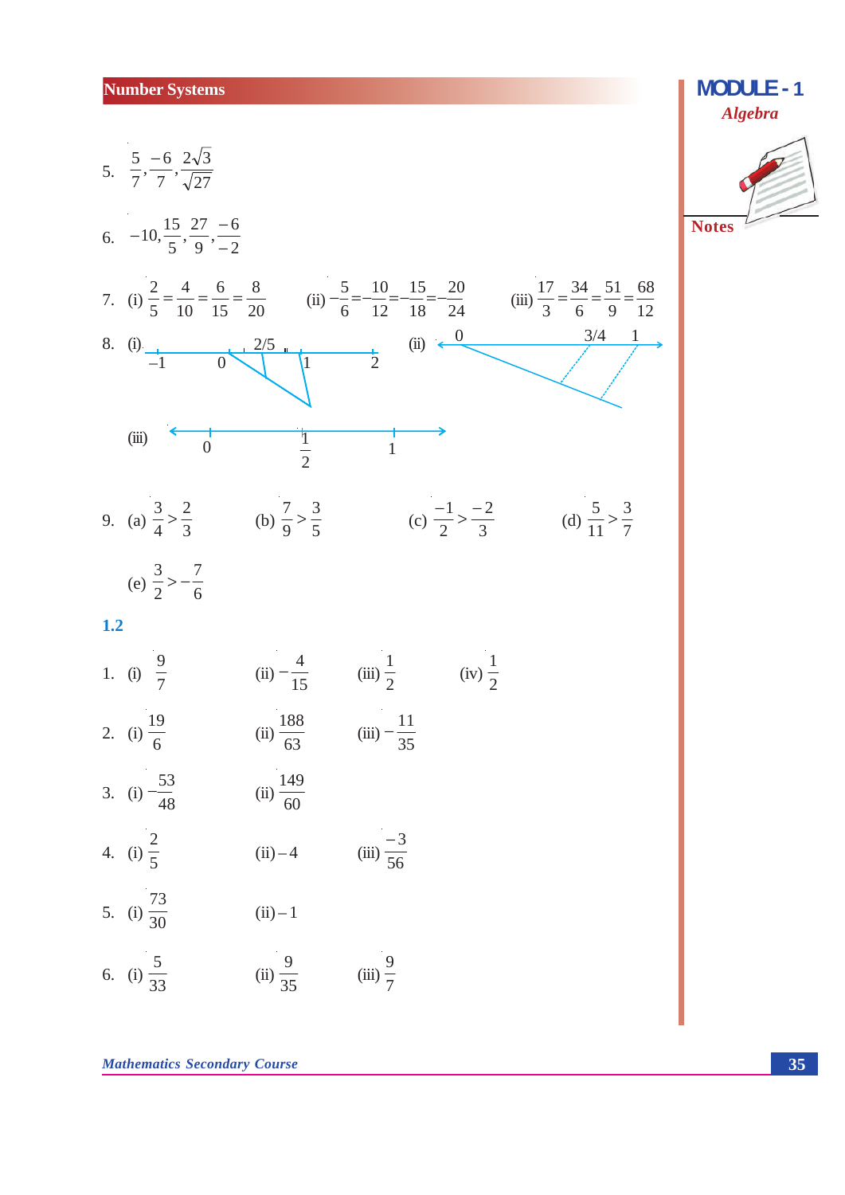5. $\frac{5}{7}, \frac{-6}{7}, \frac{2\sqrt{3}}{\sqrt{27}}$

6. $-10, \frac{15}{5}, \frac{27}{9}, \frac{-6}{-2}$

7. (i) $\frac{2}{5} = \frac{4}{10} = \frac{6}{15} = \frac{8}{20}$ (ii) $-\frac{5}{6} = -\frac{10}{12} = -\frac{15}{18} = -\frac{20}{24}$ (iii) $\frac{17}{3} = \frac{34}{6} = \frac{51}{9} = \frac{68}{12}$

8. (i) Number line from $-1$ to $2$ with $2/5$ marked between $0$ and $1$.

(ii) Number line with $0$, $3/4$ and $1$ marked.

(iii) Number line with $0$, $\frac{1}{2}$ and $1$ marked.

9. (a) $\frac{3}{4} > \frac{2}{3}$ (b) $\frac{7}{9} > \frac{3}{5}$ (c) $\frac{-1}{2} > \frac{-2}{3}$ (d) $\frac{5}{11} > \frac{3}{7}$

(e) $\frac{3}{2} > -\frac{7}{6}$

**1.2**

1. (i) $\frac{9}{7}$ (ii) $-\frac{4}{15}$ (iii) $\frac{1}{2}$ (iv) $\frac{1}{2}$

2. (i) $\frac{19}{6}$ (ii) $\frac{188}{63}$ (iii) $-\frac{11}{35}$

3. (i) $-\frac{53}{48}$ (ii) $\frac{149}{60}$

4. (i) $\frac{2}{5}$ (ii) $-4$ (iii) $\frac{-3}{56}$

5. (i) $\frac{73}{30}$ (ii) $-1$

6. (i) $\frac{5}{33}$ (ii) $\frac{9}{35}$ (iii) $\frac{9}{7}$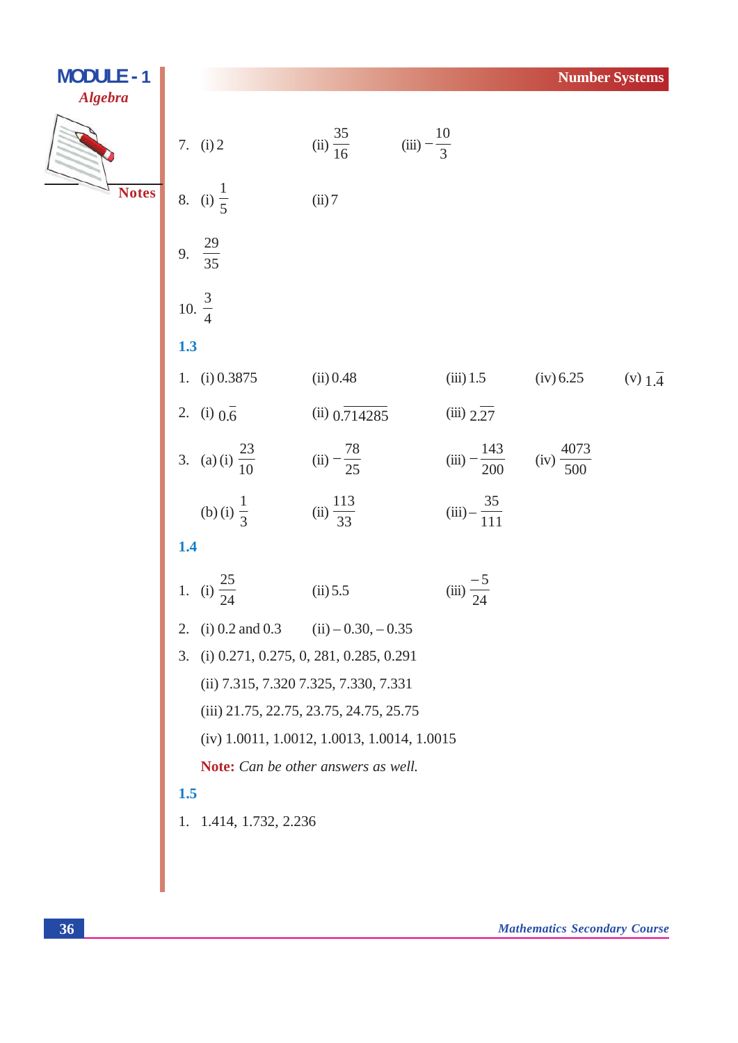7. (i) 2 (ii) $\frac{35}{16}$ (iii) $-\frac{10}{3}$

8. (i) $\frac{1}{5}$ (ii) 7

9. $\frac{29}{35}$

10. $\frac{3}{4}$

**1.3**

1. (i) 0.3875 (ii) 0.48 (iii) 1.5 (iv) 6.25 (v) $1.\overline{4}$

2. (i) $0.\overline{6}$ (ii) $0.\overline{714285}$ (iii) $2.\overline{27}$

3. (a) (i) $\frac{23}{10}$ (ii) $-\frac{78}{25}$ (iii) $-\frac{143}{200}$ (iv) $\frac{4073}{500}$

   (b) (i) $\frac{1}{3}$ (ii) $\frac{113}{33}$ (iii) $-\frac{35}{111}$

**1.4**

1. (i) $\frac{25}{24}$ (ii) 5.5 (iii) $\frac{-5}{24}$

2. (i) 0.2 and 0.3 (ii) – 0.30, – 0.35

3. (i) 0.271, 0.275, 0, 281, 0.285, 0.291

   (ii) 7.315, 7.320 7.325, 7.330, 7.331

   (iii) 21.75, 22.75, 23.75, 24.75, 25.75

   (iv) 1.0011, 1.0012, 1.0013, 1.0014, 1.0015

   **Note:** *Can be other answers as well.*

**1.5**

1. 1.414, 1.732, 2.236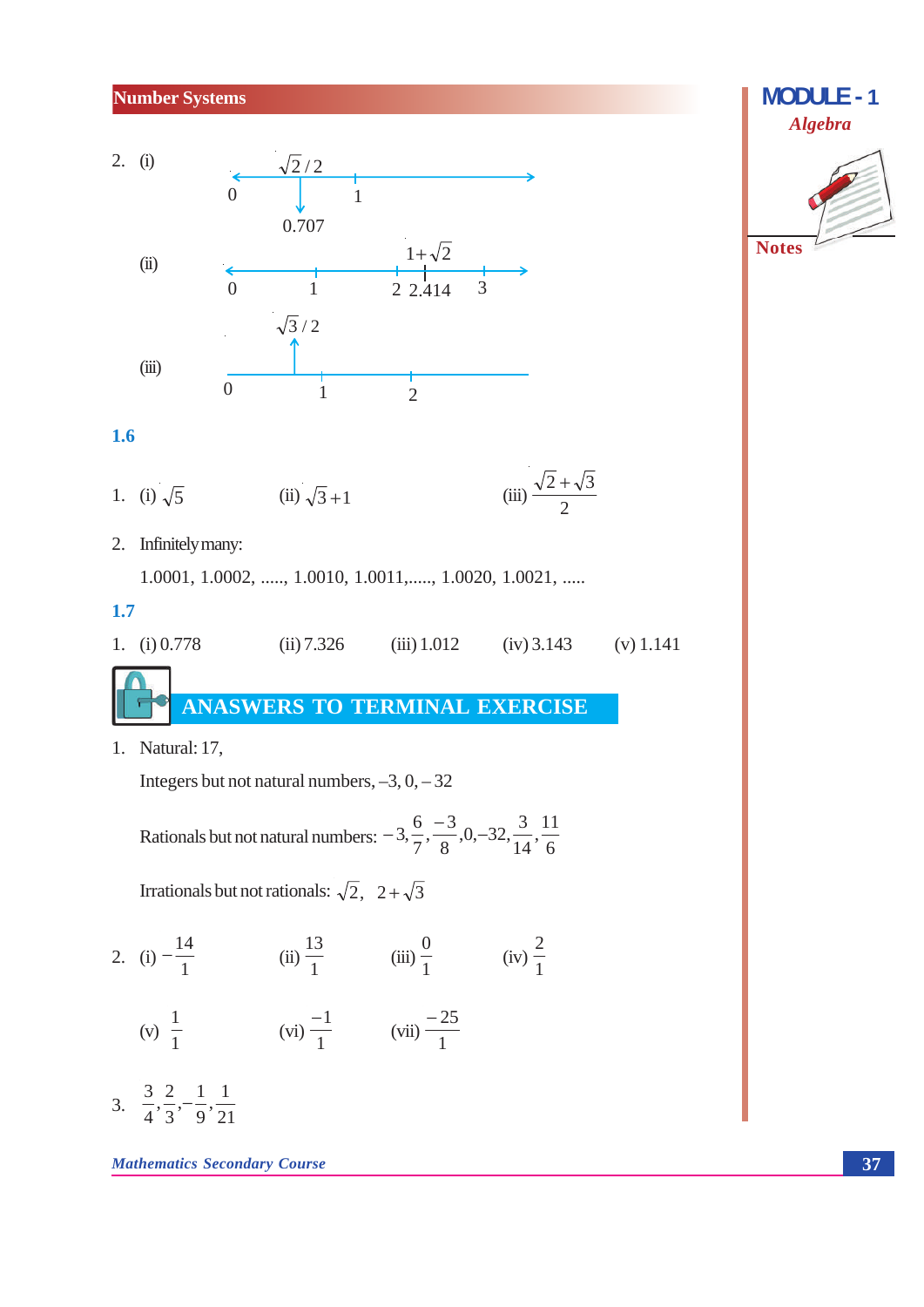2. (i)

$\sqrt{2}/2$

0 &nbsp;&nbsp; 1

0.707

(ii)

$1+\sqrt{2}$

0 &nbsp;&nbsp; 1 &nbsp;&nbsp; 2 &nbsp; 2.414 &nbsp;&nbsp; 3

(iii)

$\sqrt{3}/2$

0 &nbsp;&nbsp; 1 &nbsp;&nbsp; 2

**1.6**

1. (i) $\sqrt{5}$ &nbsp;&nbsp;&nbsp; (ii) $\sqrt{3}+1$ &nbsp;&nbsp;&nbsp; (iii) $\dfrac{\sqrt{2}+\sqrt{3}}{2}$

2. Infinitely many:

   1.0001, 1.0002, ....., 1.0010, 1.0011,....., 1.0020, 1.0021, .....

**1.7**

1. (i) 0.778 &nbsp;&nbsp;&nbsp; (ii) 7.326 &nbsp;&nbsp;&nbsp; (iii) 1.012 &nbsp;&nbsp;&nbsp; (iv) 3.143 &nbsp;&nbsp;&nbsp; (v) 1.141

## ANASWERS TO TERMINAL EXERCISE

1. Natural: 17,

   Integers but not natural numbers, –3, 0, – 32

   Rationals but not natural numbers: $-3, \dfrac{6}{7}, \dfrac{-3}{8}, 0, -32, \dfrac{3}{14}, \dfrac{11}{6}$

   Irrationals but not rationals: $\sqrt{2}$, $2+\sqrt{3}$

2. (i) $-\dfrac{14}{1}$ &nbsp;&nbsp;&nbsp; (ii) $\dfrac{13}{1}$ &nbsp;&nbsp;&nbsp; (iii) $\dfrac{0}{1}$ &nbsp;&nbsp;&nbsp; (iv) $\dfrac{2}{1}$

   (v) $\dfrac{1}{1}$ &nbsp;&nbsp;&nbsp; (vi) $\dfrac{-1}{1}$ &nbsp;&nbsp;&nbsp; (vii) $\dfrac{-25}{1}$

3. $\dfrac{3}{4}, \dfrac{2}{3}, -\dfrac{1}{9}, \dfrac{1}{21}$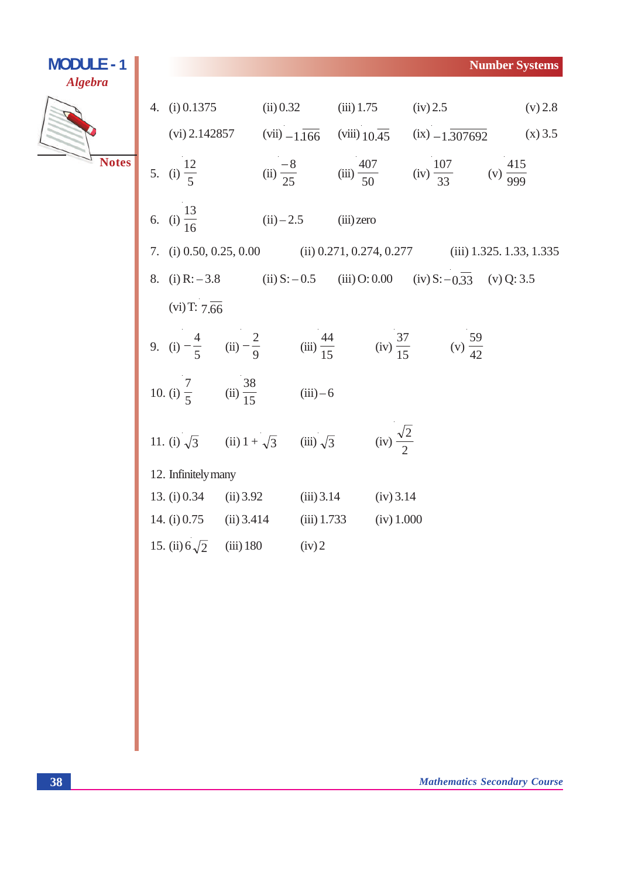4. (i) 0.1375 (ii) 0.32 (iii) 1.75 (iv) 2.5 (v) 2.8

   (vi) 2.142857 (vii) $-1.\overline{166}$ (viii) $10.\overline{45}$ (ix) $-1.\overline{307692}$ (x) 3.5

5. (i) $\frac{12}{5}$ (ii) $\frac{-8}{25}$ (iii) $\frac{407}{50}$ (iv) $\frac{107}{33}$ (v) $\frac{415}{999}$

6. (i) $\frac{13}{16}$ (ii) $-2.5$ (iii) zero

7. (i) 0.50, 0.25, 0.00 (ii) 0.271, 0.274, 0.277 (iii) 1.325. 1.33, 1.335

8. (i) R: $-3.8$ (ii) S: $-0.5$ (iii) O: 0.00 (iv) S: $-0.\overline{33}$ (v) Q: 3.5

   (vi) T: $7.\overline{66}$

9. (i) $-\frac{4}{5}$ (ii) $-\frac{2}{9}$ (iii) $\frac{44}{15}$ (iv) $\frac{37}{15}$ (v) $\frac{59}{42}$

10. (i) $\frac{7}{5}$ (ii) $\frac{38}{15}$ (iii) $-6$

11. (i) $\sqrt{3}$ (ii) $1+\sqrt{3}$ (iii) $\sqrt{3}$ (iv) $\frac{\sqrt{2}}{2}$

12. Infinitely many

13. (i) 0.34 (ii) 3.92 (iii) 3.14 (iv) 3.14

14. (i) 0.75 (ii) 3.414 (iii) 1.733 (iv) 1.000

15. (ii) $6\sqrt{2}$ (iii) 180 (iv) 2